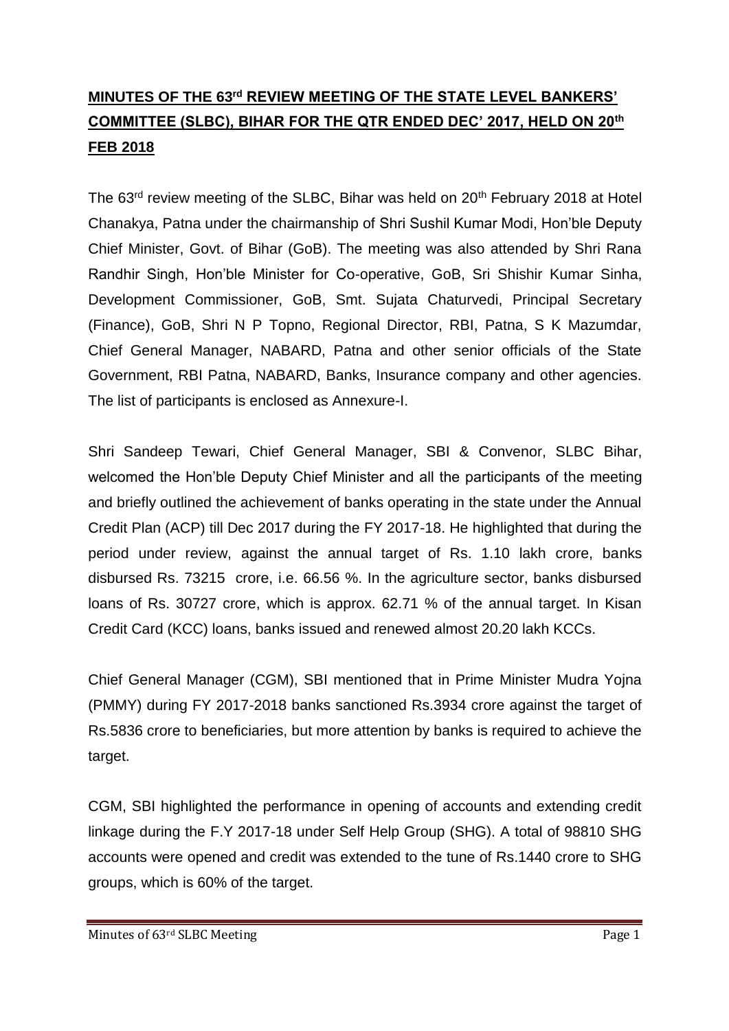# MINUTES OF THE 63rd REVIEW MEETING OF THE STATE LEVEL BANKERS' COMMITTEE (SLBC), BIHAR FOR THE QTR ENDED DEC' 2017, HELD ON 20th FEB 2018

The 63rd review meeting of the SLBC, Bihar was held on 20th February 2018 at Hotel Chanakya, Patna under the chairmanship of Shri Sushil Kumar Modi, Hon'ble Deputy Chief Minister, Govt. of Bihar (GoB). The meeting was also attended by Shri Rana Randhir Singh, Hon'ble Minister for Co-operative, GoB, Sri Shishir Kumar Sinha, Development Commissioner, GoB, Smt. Sujata Chaturvedi, Principal Secretary (Finance), GoB, Shri N P Topno, Regional Director, RBI, Patna, S K Mazumdar, Chief General Manager, NABARD, Patna and other senior officials of the State Government, RBI Patna, NABARD, Banks, Insurance company and other agencies. The list of participants is enclosed as Annexure-I.

Shri Sandeep Tewari, Chief General Manager, SBI & Convenor, SLBC Bihar, welcomed the Hon'ble Deputy Chief Minister and all the participants of the meeting and briefly outlined the achievement of banks operating in the state under the Annual Credit Plan (ACP) till Dec 2017 during the FY 2017-18. He highlighted that during the period under review, against the annual target of Rs. 1.10 lakh crore, banks disbursed Rs. 73215 crore, i.e. 66.56 %. In the agriculture sector, banks disbursed loans of Rs. 30727 crore, which is approx. 62.71 % of the annual target. In Kisan Credit Card (KCC) loans, banks issued and renewed almost 20.20 lakh KCCs.

Chief General Manager (CGM), SBI mentioned that in Prime Minister Mudra Yojna (PMMY) during FY 2017-2018 banks sanctioned Rs.3934 crore against the target of Rs.5836 crore to beneficiaries, but more attention by banks is required to achieve the target.

CGM, SBI highlighted the performance in opening of accounts and extending credit linkage during the F.Y 2017-18 under Self Help Group (SHG). A total of 98810 SHG accounts were opened and credit was extended to the tune of Rs.1440 crore to SHG groups, which is 60% of the target.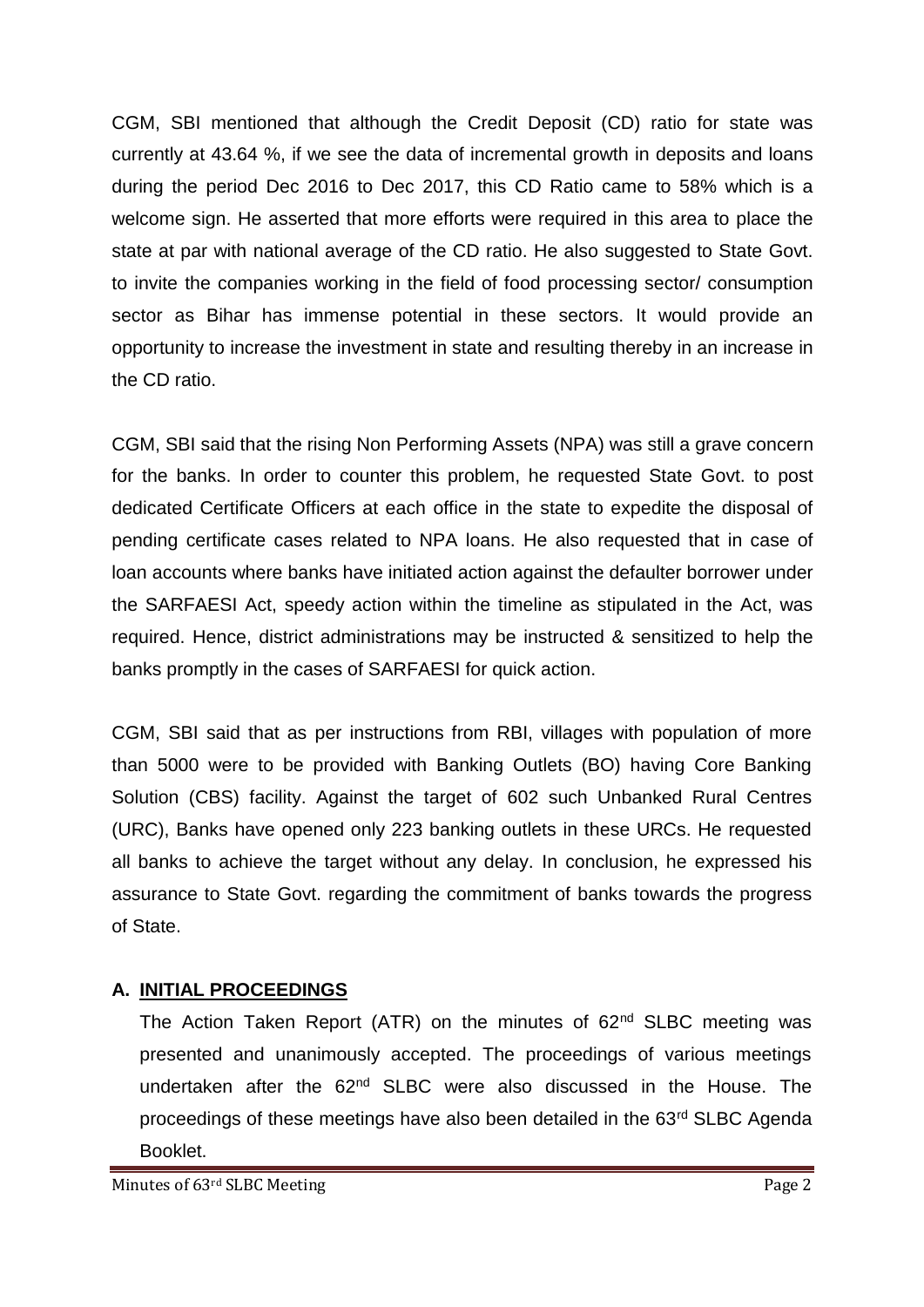CGM, SBI mentioned that although the Credit Deposit (CD) ratio for state was currently at 43.64 %, if we see the data of incremental growth in deposits and loans during the period Dec 2016 to Dec 2017, this CD Ratio came to 58% which is a welcome sign. He asserted that more efforts were required in this area to place the state at par with national average of the CD ratio. He also suggested to State Govt. to invite the companies working in the field of food processing sector/ consumption sector as Bihar has immense potential in these sectors. It would provide an opportunity to increase the investment in state and resulting thereby in an increase in the CD ratio.

CGM, SBI said that the rising Non Performing Assets (NPA) was still a grave concern for the banks. In order to counter this problem, he requested State Govt. to post dedicated Certificate Officers at each office in the state to expedite the disposal of pending certificate cases related to NPA loans. He also requested that in case of loan accounts where banks have initiated action against the defaulter borrower under the SARFAESI Act, speedy action within the timeline as stipulated in the Act, was required. Hence, district administrations may be instructed & sensitized to help the banks promptly in the cases of SARFAESI for quick action.

CGM, SBI said that as per instructions from RBI, villages with population of more than 5000 were to be provided with Banking Outlets (BO) having Core Banking Solution (CBS) facility. Against the target of 602 such Unbanked Rural Centres (URC), Banks have opened only 223 banking outlets in these URCs. He requested all banks to achieve the target without any delay. In conclusion, he expressed his assurance to State Govt. regarding the commitment of banks towards the progress of State.

## A. INITIAL PROCEEDINGS

The Action Taken Report (ATR) on the minutes of 62nd SLBC meeting was presented and unanimously accepted. The proceedings of various meetings undertaken after the 62nd SLBC were also discussed in the House. The proceedings of these meetings have also been detailed in the 63rd SLBC Agenda Booklet.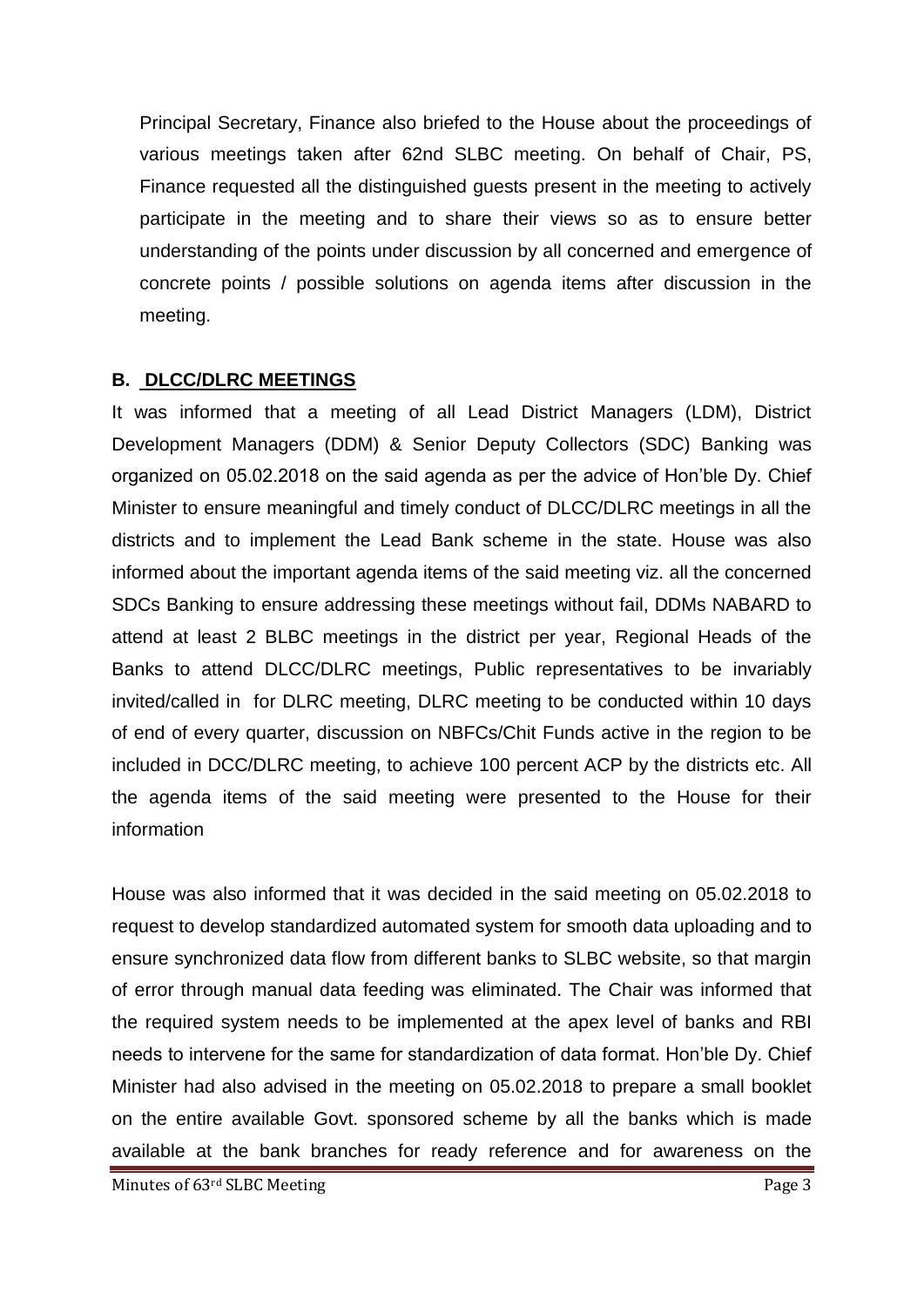Principal Secretary, Finance also briefed to the House about the proceedings of various meetings taken after 62nd SLBC meeting. On behalf of Chair, PS, Finance requested all the distinguished guests present in the meeting to actively participate in the meeting and to share their views so as to ensure better understanding of the points under discussion by all concerned and emergence of concrete points / possible solutions on agenda items after discussion in the meeting.

## B. DLCC/DLRC MEETINGS

It was informed that a meeting of all Lead District Managers (LDM), District Development Managers (DDM) & Senior Deputy Collectors (SDC) Banking was organized on 05.02.2018 on the said agenda as per the advice of Hon'ble Dy. Chief Minister to ensure meaningful and timely conduct of DLCC/DLRC meetings in all the districts and to implement the Lead Bank scheme in the state. House was also informed about the important agenda items of the said meeting viz. all the concerned SDCs Banking to ensure addressing these meetings without fail, DDMs NABARD to attend at least 2 BLBC meetings in the district per year, Regional Heads of the Banks to attend DLCC/DLRC meetings, Public representatives to be invariably invited/called in for DLRC meeting, DLRC meeting to be conducted within 10 days of end of every quarter, discussion on NBFCs/Chit Funds active in the region to be included in DCC/DLRC meeting, to achieve 100 percent ACP by the districts etc. All the agenda items of the said meeting were presented to the House for their information

House was also informed that it was decided in the said meeting on 05.02.2018 to request to develop standardized automated system for smooth data uploading and to ensure synchronized data flow from different banks to SLBC website, so that margin of error through manual data feeding was eliminated. The Chair was informed that the required system needs to be implemented at the apex level of banks and RBI needs to intervene for the same for standardization of data format. Hon'ble Dy. Chief Minister had also advised in the meeting on 05.02.2018 to prepare a small booklet on the entire available Govt. sponsored scheme by all the banks which is made available at the bank branches for ready reference and for awareness on the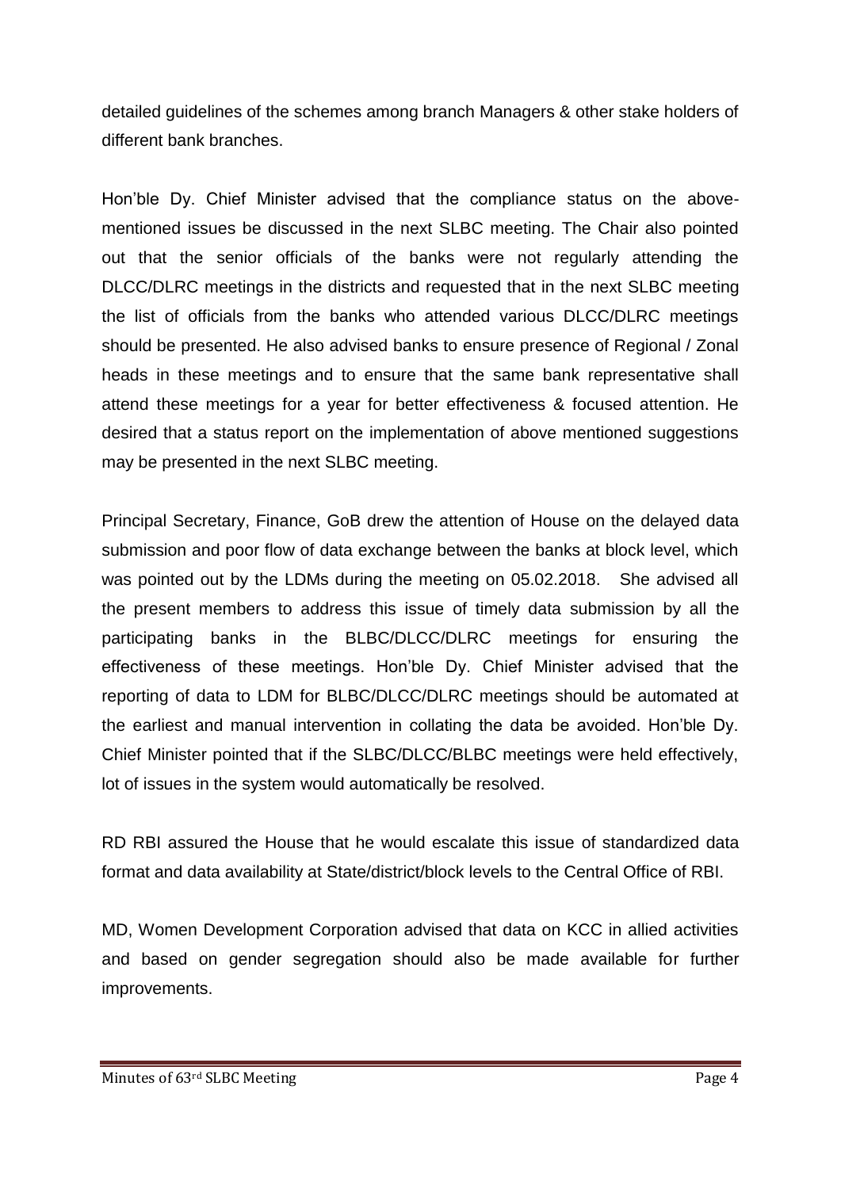detailed guidelines of the schemes among branch Managers & other stake holders of different bank branches.

Hon'ble Dy. Chief Minister advised that the compliance status on the above-mentioned issues be discussed in the next SLBC meeting. The Chair also pointed out that the senior officials of the banks were not regularly attending the DLCC/DLRC meetings in the districts and requested that in the next SLBC meeting the list of officials from the banks who attended various DLCC/DLRC meetings should be presented. He also advised banks to ensure presence of Regional / Zonal heads in these meetings and to ensure that the same bank representative shall attend these meetings for a year for better effectiveness & focused attention. He desired that a status report on the implementation of above mentioned suggestions may be presented in the next SLBC meeting.

Principal Secretary, Finance, GoB drew the attention of House on the delayed data submission and poor flow of data exchange between the banks at block level, which was pointed out by the LDMs during the meeting on 05.02.2018. She advised all the present members to address this issue of timely data submission by all the participating banks in the BLBC/DLCC/DLRC meetings for ensuring the effectiveness of these meetings. Hon'ble Dy. Chief Minister advised that the reporting of data to LDM for BLBC/DLCC/DLRC meetings should be automated at the earliest and manual intervention in collating the data be avoided. Hon'ble Dy. Chief Minister pointed that if the SLBC/DLCC/BLBC meetings were held effectively, lot of issues in the system would automatically be resolved.

RD RBI assured the House that he would escalate this issue of standardized data format and data availability at State/district/block levels to the Central Office of RBI.

MD, Women Development Corporation advised that data on KCC in allied activities and based on gender segregation should also be made available for further improvements.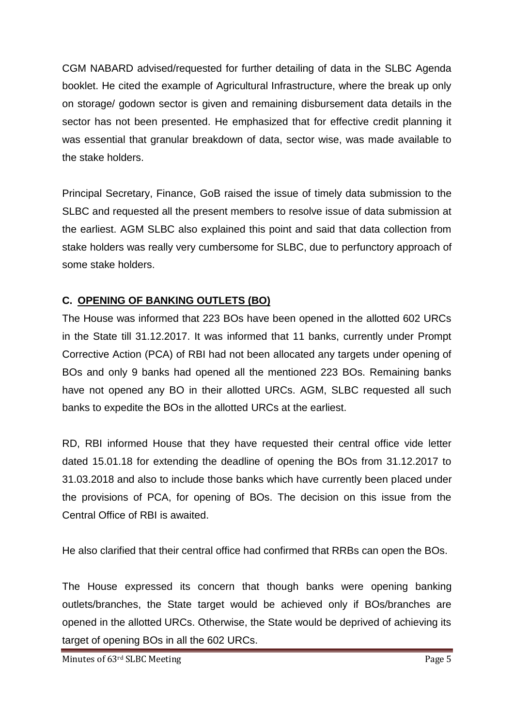CGM NABARD advised/requested for further detailing of data in the SLBC Agenda booklet. He cited the example of Agricultural Infrastructure, where the break up only on storage/ godown sector is given and remaining disbursement data details in the sector has not been presented. He emphasized that for effective credit planning it was essential that granular breakdown of data, sector wise, was made available to the stake holders.

Principal Secretary, Finance, GoB raised the issue of timely data submission to the SLBC and requested all the present members to resolve issue of data submission at the earliest. AGM SLBC also explained this point and said that data collection from stake holders was really very cumbersome for SLBC, due to perfunctory approach of some stake holders.

## C. OPENING OF BANKING OUTLETS (BO)

The House was informed that 223 BOs have been opened in the allotted 602 URCs in the State till 31.12.2017. It was informed that 11 banks, currently under Prompt Corrective Action (PCA) of RBI had not been allocated any targets under opening of BOs and only 9 banks had opened all the mentioned 223 BOs. Remaining banks have not opened any BO in their allotted URCs. AGM, SLBC requested all such banks to expedite the BOs in the allotted URCs at the earliest.

RD, RBI informed House that they have requested their central office vide letter dated 15.01.18 for extending the deadline of opening the BOs from 31.12.2017 to 31.03.2018 and also to include those banks which have currently been placed under the provisions of PCA, for opening of BOs. The decision on this issue from the Central Office of RBI is awaited.

He also clarified that their central office had confirmed that RRBs can open the BOs.

The House expressed its concern that though banks were opening banking outlets/branches, the State target would be achieved only if BOs/branches are opened in the allotted URCs. Otherwise, the State would be deprived of achieving its target of opening BOs in all the 602 URCs.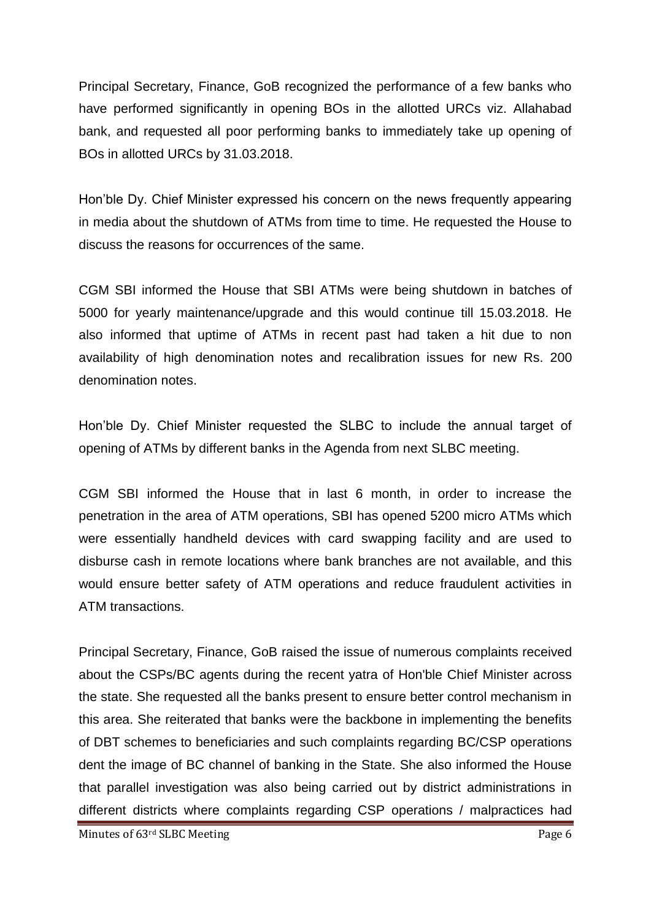Principal Secretary, Finance, GoB recognized the performance of a few banks who have performed significantly in opening BOs in the allotted URCs viz. Allahabad bank, and requested all poor performing banks to immediately take up opening of BOs in allotted URCs by 31.03.2018.

Hon'ble Dy. Chief Minister expressed his concern on the news frequently appearing in media about the shutdown of ATMs from time to time. He requested the House to discuss the reasons for occurrences of the same.

CGM SBI informed the House that SBI ATMs were being shutdown in batches of 5000 for yearly maintenance/upgrade and this would continue till 15.03.2018. He also informed that uptime of ATMs in recent past had taken a hit due to non availability of high denomination notes and recalibration issues for new Rs. 200 denomination notes.

Hon'ble Dy. Chief Minister requested the SLBC to include the annual target of opening of ATMs by different banks in the Agenda from next SLBC meeting.

CGM SBI informed the House that in last 6 month, in order to increase the penetration in the area of ATM operations, SBI has opened 5200 micro ATMs which were essentially handheld devices with card swapping facility and are used to disburse cash in remote locations where bank branches are not available, and this would ensure better safety of ATM operations and reduce fraudulent activities in ATM transactions.

Principal Secretary, Finance, GoB raised the issue of numerous complaints received about the CSPs/BC agents during the recent yatra of Hon'ble Chief Minister across the state. She requested all the banks present to ensure better control mechanism in this area. She reiterated that banks were the backbone in implementing the benefits of DBT schemes to beneficiaries and such complaints regarding BC/CSP operations dent the image of BC channel of banking in the State. She also informed the House that parallel investigation was also being carried out by district administrations in different districts where complaints regarding CSP operations / malpractices had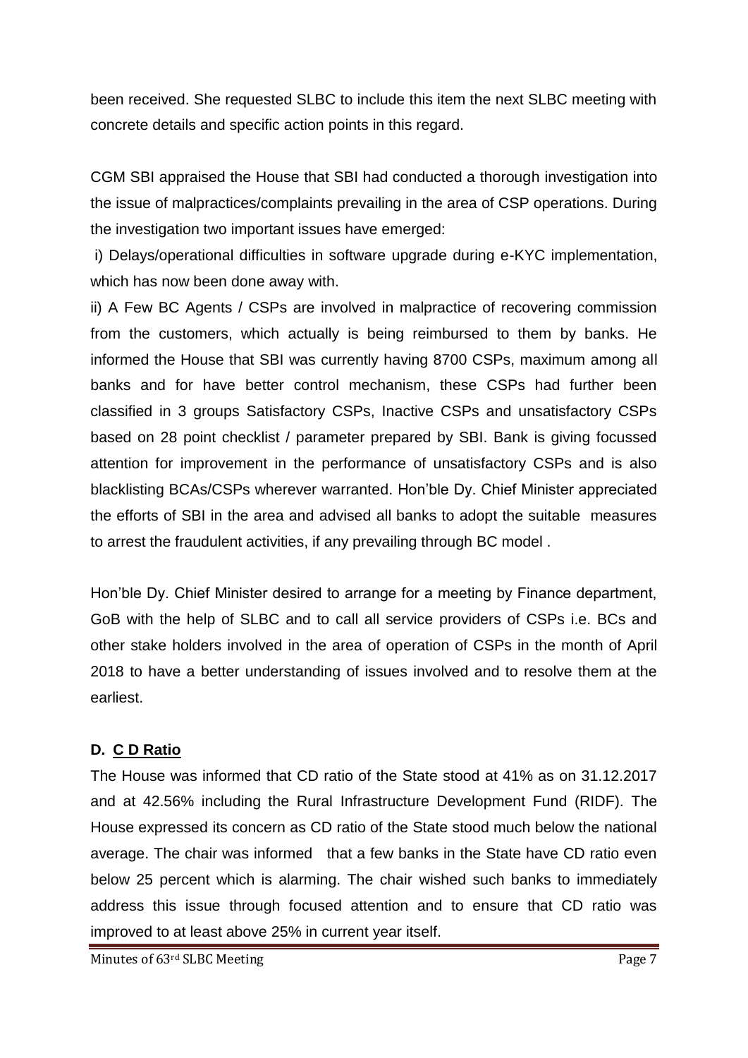been received. She requested SLBC to include this item the next SLBC meeting with concrete details and specific action points in this regard.

CGM SBI appraised the House that SBI had conducted a thorough investigation into the issue of malpractices/complaints prevailing in the area of CSP operations. During the investigation two important issues have emerged:

i) Delays/operational difficulties in software upgrade during e-KYC implementation, which has now been done away with.

ii) A Few BC Agents / CSPs are involved in malpractice of recovering commission from the customers, which actually is being reimbursed to them by banks. He informed the House that SBI was currently having 8700 CSPs, maximum among all banks and for have better control mechanism, these CSPs had further been classified in 3 groups Satisfactory CSPs, Inactive CSPs and unsatisfactory CSPs based on 28 point checklist / parameter prepared by SBI. Bank is giving focussed attention for improvement in the performance of unsatisfactory CSPs and is also blacklisting BCAs/CSPs wherever warranted. Hon'ble Dy. Chief Minister appreciated the efforts of SBI in the area and advised all banks to adopt the suitable measures to arrest the fraudulent activities, if any prevailing through BC model .

Hon'ble Dy. Chief Minister desired to arrange for a meeting by Finance department, GoB with the help of SLBC and to call all service providers of CSPs i.e. BCs and other stake holders involved in the area of operation of CSPs in the month of April 2018 to have a better understanding of issues involved and to resolve them at the earliest.

## D. C D Ratio

The House was informed that CD ratio of the State stood at 41% as on 31.12.2017 and at 42.56% including the Rural Infrastructure Development Fund (RIDF). The House expressed its concern as CD ratio of the State stood much below the national average. The chair was informed that a few banks in the State have CD ratio even below 25 percent which is alarming. The chair wished such banks to immediately address this issue through focused attention and to ensure that CD ratio was improved to at least above 25% in current year itself.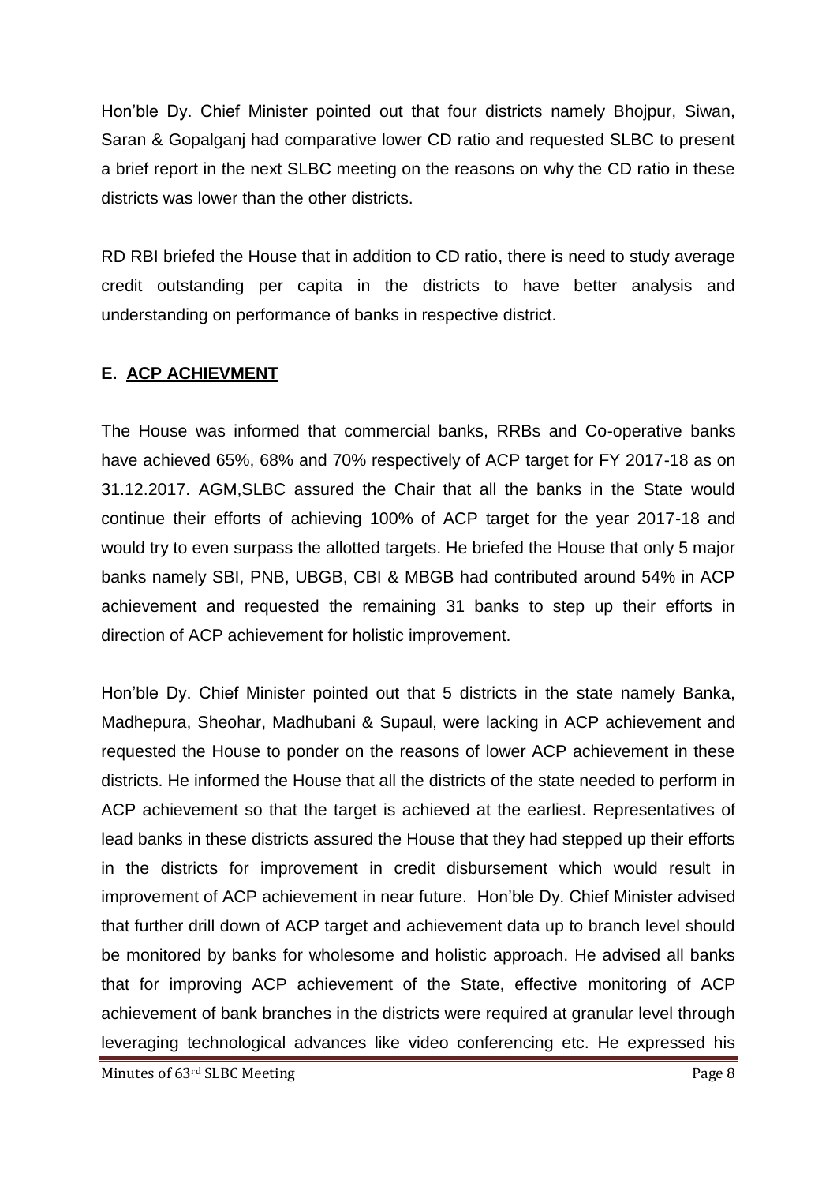Hon'ble Dy. Chief Minister pointed out that four districts namely Bhojpur, Siwan, Saran & Gopalganj had comparative lower CD ratio and requested SLBC to present a brief report in the next SLBC meeting on the reasons on why the CD ratio in these districts was lower than the other districts.

RD RBI briefed the House that in addition to CD ratio, there is need to study average credit outstanding per capita in the districts to have better analysis and understanding on performance of banks in respective district.

## E. ACP ACHIEVMENT

The House was informed that commercial banks, RRBs and Co-operative banks have achieved 65%, 68% and 70% respectively of ACP target for FY 2017-18 as on 31.12.2017. AGM,SLBC assured the Chair that all the banks in the State would continue their efforts of achieving 100% of ACP target for the year 2017-18 and would try to even surpass the allotted targets. He briefed the House that only 5 major banks namely SBI, PNB, UBGB, CBI & MBGB had contributed around 54% in ACP achievement and requested the remaining 31 banks to step up their efforts in direction of ACP achievement for holistic improvement.

Hon'ble Dy. Chief Minister pointed out that 5 districts in the state namely Banka, Madhepura, Sheohar, Madhubani & Supaul, were lacking in ACP achievement and requested the House to ponder on the reasons of lower ACP achievement in these districts. He informed the House that all the districts of the state needed to perform in ACP achievement so that the target is achieved at the earliest. Representatives of lead banks in these districts assured the House that they had stepped up their efforts in the districts for improvement in credit disbursement which would result in improvement of ACP achievement in near future. Hon'ble Dy. Chief Minister advised that further drill down of ACP target and achievement data up to branch level should be monitored by banks for wholesome and holistic approach. He advised all banks that for improving ACP achievement of the State, effective monitoring of ACP achievement of bank branches in the districts were required at granular level through leveraging technological advances like video conferencing etc. He expressed his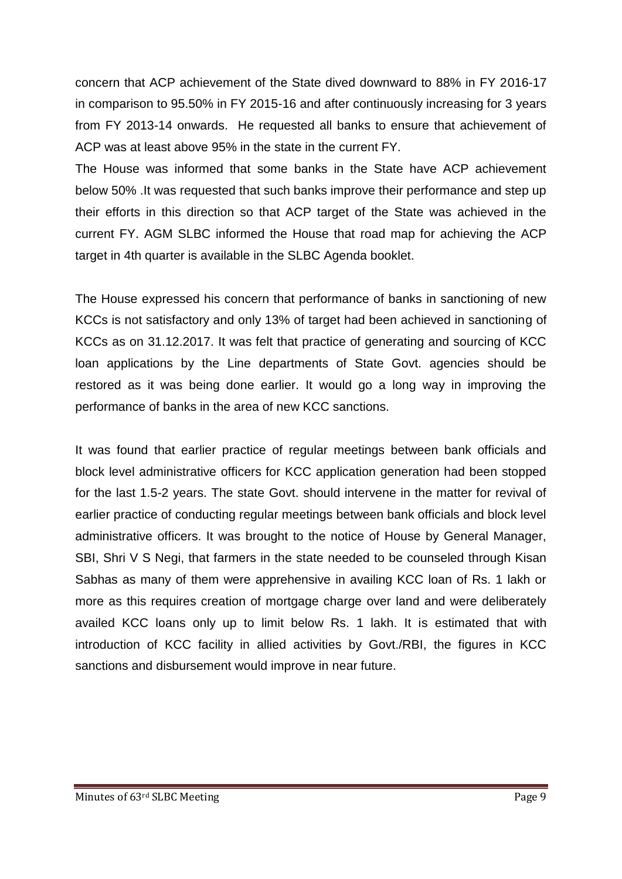concern that ACP achievement of the State dived downward to 88% in FY 2016-17 in comparison to 95.50% in FY 2015-16 and after continuously increasing for 3 years from FY 2013-14 onwards. He requested all banks to ensure that achievement of ACP was at least above 95% in the state in the current FY.

The House was informed that some banks in the State have ACP achievement below 50% .It was requested that such banks improve their performance and step up their efforts in this direction so that ACP target of the State was achieved in the current FY. AGM SLBC informed the House that road map for achieving the ACP target in 4th quarter is available in the SLBC Agenda booklet.

The House expressed his concern that performance of banks in sanctioning of new KCCs is not satisfactory and only 13% of target had been achieved in sanctioning of KCCs as on 31.12.2017. It was felt that practice of generating and sourcing of KCC loan applications by the Line departments of State Govt. agencies should be restored as it was being done earlier. It would go a long way in improving the performance of banks in the area of new KCC sanctions.

It was found that earlier practice of regular meetings between bank officials and block level administrative officers for KCC application generation had been stopped for the last 1.5-2 years. The state Govt. should intervene in the matter for revival of earlier practice of conducting regular meetings between bank officials and block level administrative officers. It was brought to the notice of House by General Manager, SBI, Shri V S Negi, that farmers in the state needed to be counseled through Kisan Sabhas as many of them were apprehensive in availing KCC loan of Rs. 1 lakh or more as this requires creation of mortgage charge over land and were deliberately availed KCC loans only up to limit below Rs. 1 lakh. It is estimated that with introduction of KCC facility in allied activities by Govt./RBI, the figures in KCC sanctions and disbursement would improve in near future.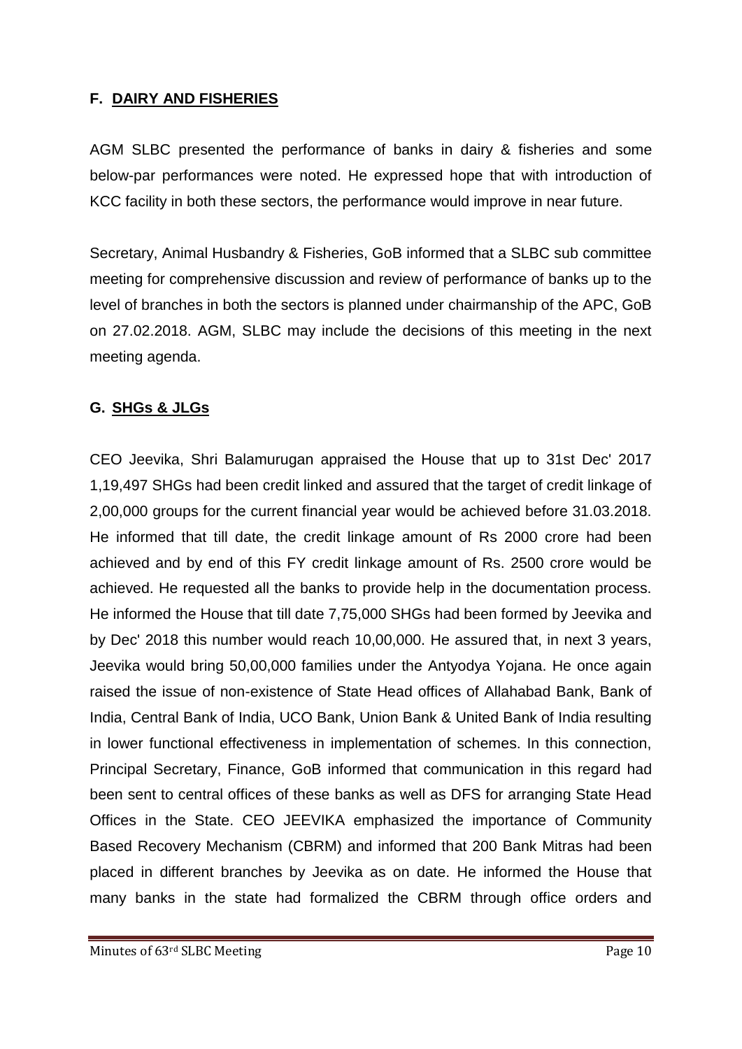## F. DAIRY AND FISHERIES

AGM SLBC presented the performance of banks in dairy & fisheries and some below-par performances were noted. He expressed hope that with introduction of KCC facility in both these sectors, the performance would improve in near future.

Secretary, Animal Husbandry & Fisheries, GoB informed that a SLBC sub committee meeting for comprehensive discussion and review of performance of banks up to the level of branches in both the sectors is planned under chairmanship of the APC, GoB on 27.02.2018. AGM, SLBC may include the decisions of this meeting in the next meeting agenda.

## G. SHGs & JLGs

CEO Jeevika, Shri Balamurugan appraised the House that up to 31st Dec' 2017 1,19,497 SHGs had been credit linked and assured that the target of credit linkage of 2,00,000 groups for the current financial year would be achieved before 31.03.2018. He informed that till date, the credit linkage amount of Rs 2000 crore had been achieved and by end of this FY credit linkage amount of Rs. 2500 crore would be achieved. He requested all the banks to provide help in the documentation process. He informed the House that till date 7,75,000 SHGs had been formed by Jeevika and by Dec' 2018 this number would reach 10,00,000. He assured that, in next 3 years, Jeevika would bring 50,00,000 families under the Antyodya Yojana. He once again raised the issue of non-existence of State Head offices of Allahabad Bank, Bank of India, Central Bank of India, UCO Bank, Union Bank & United Bank of India resulting in lower functional effectiveness in implementation of schemes. In this connection, Principal Secretary, Finance, GoB informed that communication in this regard had been sent to central offices of these banks as well as DFS for arranging State Head Offices in the State. CEO JEEVIKA emphasized the importance of Community Based Recovery Mechanism (CBRM) and informed that 200 Bank Mitras had been placed in different branches by Jeevika as on date. He informed the House that many banks in the state had formalized the CBRM through office orders and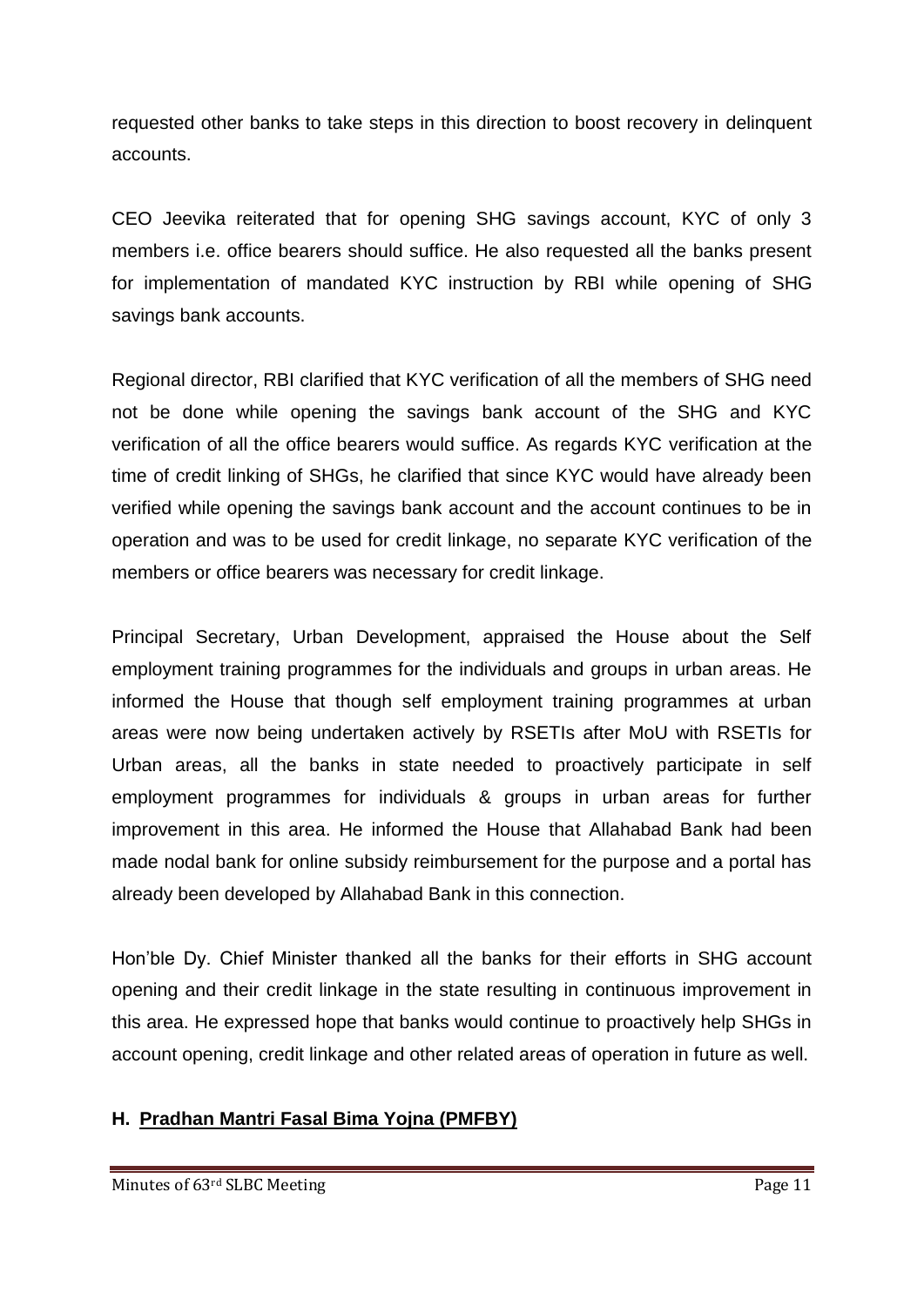requested other banks to take steps in this direction to boost recovery in delinquent accounts.

CEO Jeevika reiterated that for opening SHG savings account, KYC of only 3 members i.e. office bearers should suffice. He also requested all the banks present for implementation of mandated KYC instruction by RBI while opening of SHG savings bank accounts.

Regional director, RBI clarified that KYC verification of all the members of SHG need not be done while opening the savings bank account of the SHG and KYC verification of all the office bearers would suffice. As regards KYC verification at the time of credit linking of SHGs, he clarified that since KYC would have already been verified while opening the savings bank account and the account continues to be in operation and was to be used for credit linkage, no separate KYC verification of the members or office bearers was necessary for credit linkage.

Principal Secretary, Urban Development, appraised the House about the Self employment training programmes for the individuals and groups in urban areas. He informed the House that though self employment training programmes at urban areas were now being undertaken actively by RSETIs after MoU with RSETIs for Urban areas, all the banks in state needed to proactively participate in self employment programmes for individuals & groups in urban areas for further improvement in this area. He informed the House that Allahabad Bank had been made nodal bank for online subsidy reimbursement for the purpose and a portal has already been developed by Allahabad Bank in this connection.

Hon'ble Dy. Chief Minister thanked all the banks for their efforts in SHG account opening and their credit linkage in the state resulting in continuous improvement in this area. He expressed hope that banks would continue to proactively help SHGs in account opening, credit linkage and other related areas of operation in future as well.

### H. <u>Pradhan Mantri Fasal Bima Yojna (PMFBY)</u>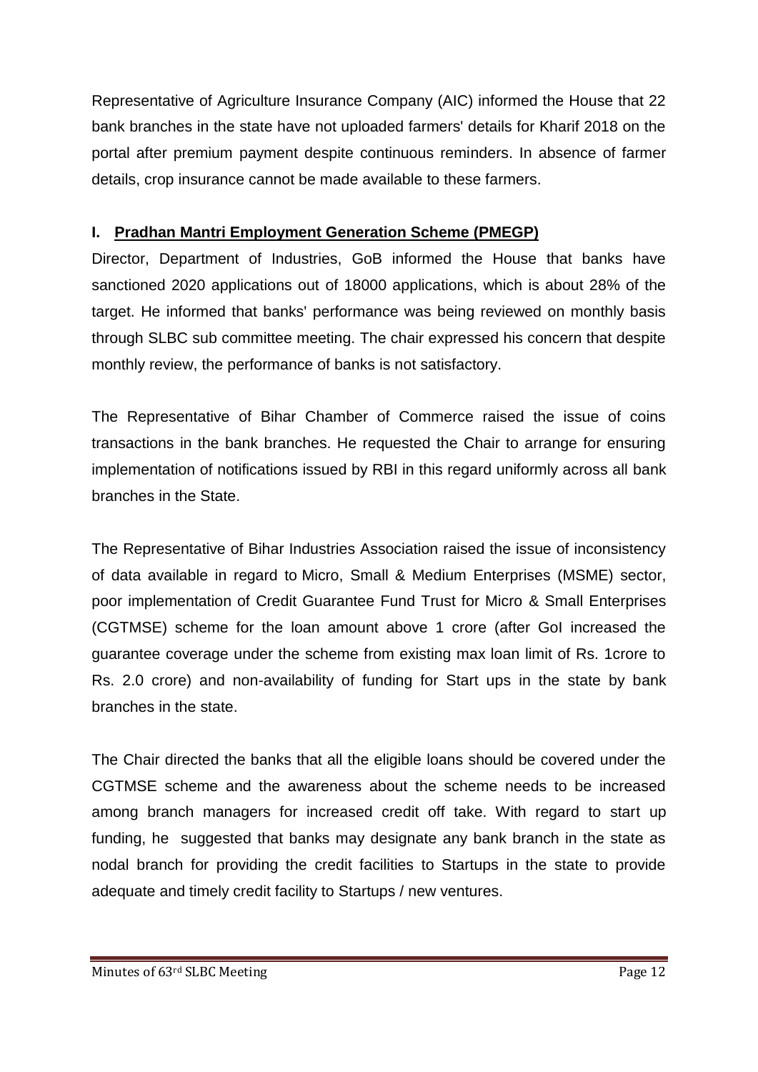Representative of Agriculture Insurance Company (AIC) informed the House that 22 bank branches in the state have not uploaded farmers' details for Kharif 2018 on the portal after premium payment despite continuous reminders. In absence of farmer details, crop insurance cannot be made available to these farmers.

### I. **Pradhan Mantri Employment Generation Scheme (PMEGP)**

Director, Department of Industries, GoB informed the House that banks have sanctioned 2020 applications out of 18000 applications, which is about 28% of the target. He informed that banks' performance was being reviewed on monthly basis through SLBC sub committee meeting. The chair expressed his concern that despite monthly review, the performance of banks is not satisfactory.

The Representative of Bihar Chamber of Commerce raised the issue of coins transactions in the bank branches. He requested the Chair to arrange for ensuring implementation of notifications issued by RBI in this regard uniformly across all bank branches in the State.

The Representative of Bihar Industries Association raised the issue of inconsistency of data available in regard to Micro, Small & Medium Enterprises (MSME) sector, poor implementation of Credit Guarantee Fund Trust for Micro & Small Enterprises (CGTMSE) scheme for the loan amount above 1 crore (after GoI increased the guarantee coverage under the scheme from existing max loan limit of Rs. 1crore to Rs. 2.0 crore) and non-availability of funding for Start ups in the state by bank branches in the state.

The Chair directed the banks that all the eligible loans should be covered under the CGTMSE scheme and the awareness about the scheme needs to be increased among branch managers for increased credit off take. With regard to start up funding, he suggested that banks may designate any bank branch in the state as nodal branch for providing the credit facilities to Startups in the state to provide adequate and timely credit facility to Startups / new ventures.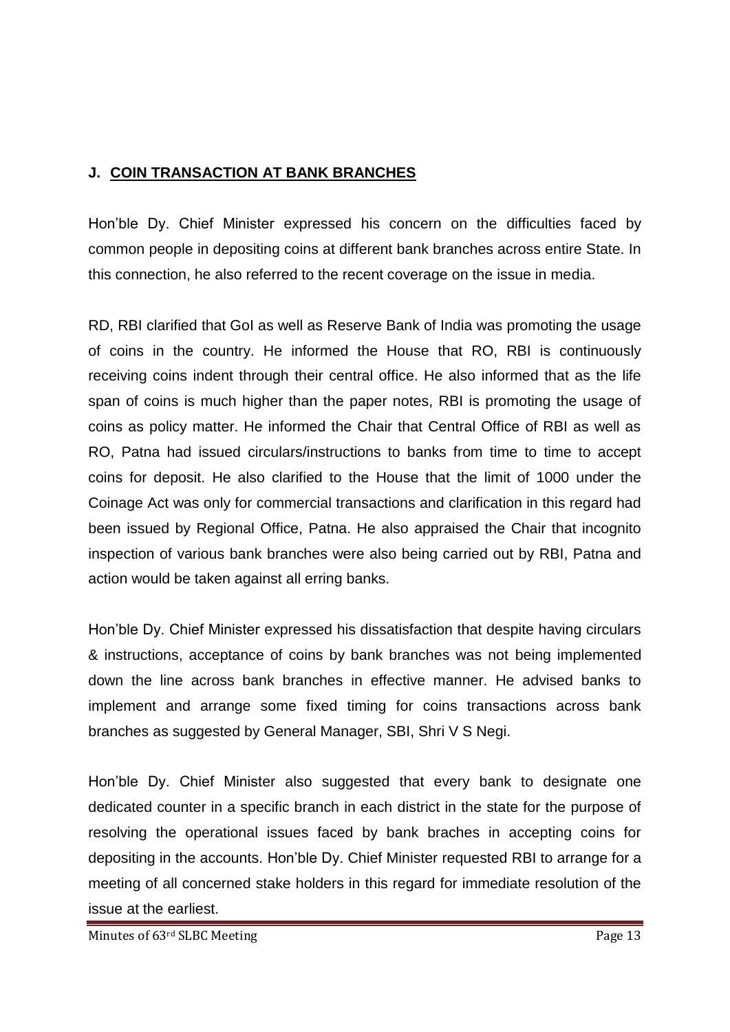## J. COIN TRANSACTION AT BANK BRANCHES

Hon'ble Dy. Chief Minister expressed his concern on the difficulties faced by common people in depositing coins at different bank branches across entire State. In this connection, he also referred to the recent coverage on the issue in media.

RD, RBI clarified that GoI as well as Reserve Bank of India was promoting the usage of coins in the country. He informed the House that RO, RBI is continuously receiving coins indent through their central office. He also informed that as the life span of coins is much higher than the paper notes, RBI is promoting the usage of coins as policy matter. He informed the Chair that Central Office of RBI as well as RO, Patna had issued circulars/instructions to banks from time to time to accept coins for deposit. He also clarified to the House that the limit of 1000 under the Coinage Act was only for commercial transactions and clarification in this regard had been issued by Regional Office, Patna. He also appraised the Chair that incognito inspection of various bank branches were also being carried out by RBI, Patna and action would be taken against all erring banks.

Hon'ble Dy. Chief Minister expressed his dissatisfaction that despite having circulars & instructions, acceptance of coins by bank branches was not being implemented down the line across bank branches in effective manner. He advised banks to implement and arrange some fixed timing for coins transactions across bank branches as suggested by General Manager, SBI, Shri V S Negi.

Hon'ble Dy. Chief Minister also suggested that every bank to designate one dedicated counter in a specific branch in each district in the state for the purpose of resolving the operational issues faced by bank braches in accepting coins for depositing in the accounts. Hon'ble Dy. Chief Minister requested RBI to arrange for a meeting of all concerned stake holders in this regard for immediate resolution of the issue at the earliest.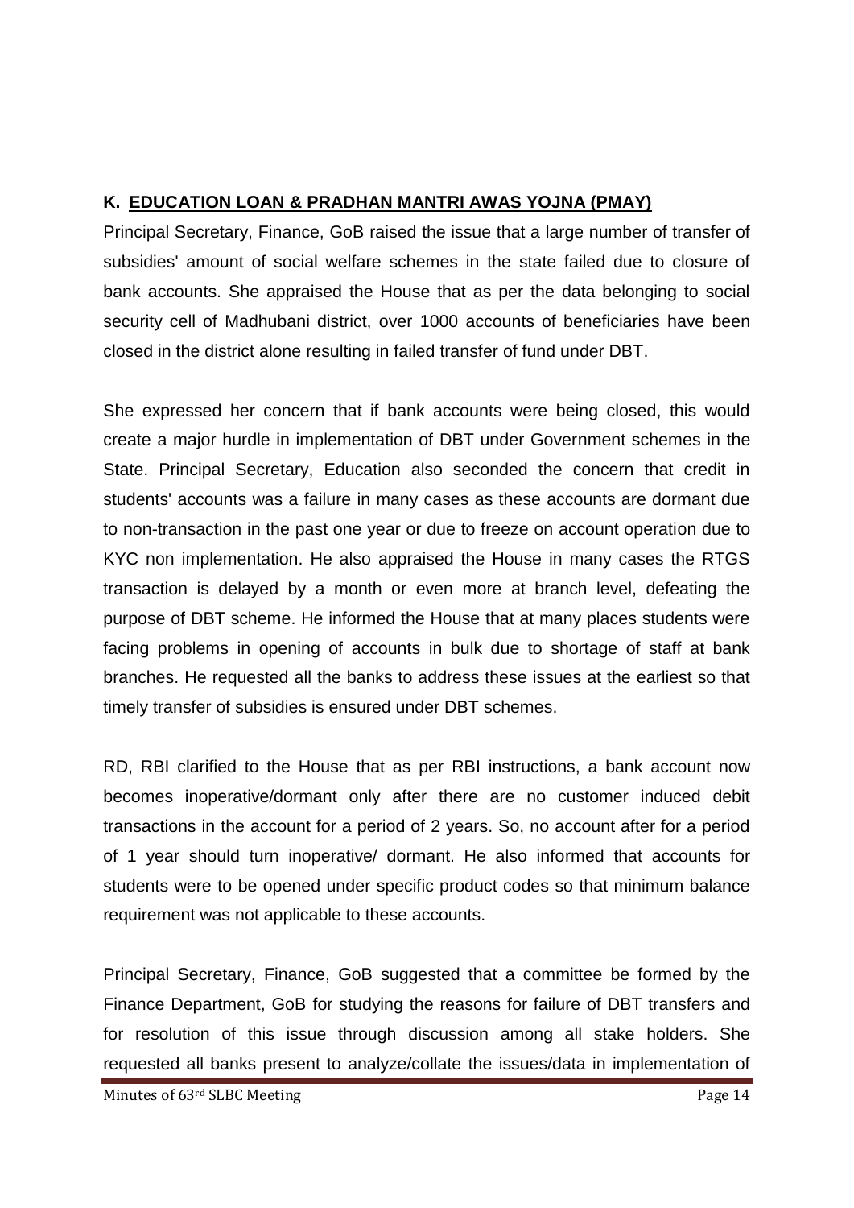## K. EDUCATION LOAN & PRADHAN MANTRI AWAS YOJNA (PMAY)

Principal Secretary, Finance, GoB raised the issue that a large number of transfer of subsidies' amount of social welfare schemes in the state failed due to closure of bank accounts. She appraised the House that as per the data belonging to social security cell of Madhubani district, over 1000 accounts of beneficiaries have been closed in the district alone resulting in failed transfer of fund under DBT.

She expressed her concern that if bank accounts were being closed, this would create a major hurdle in implementation of DBT under Government schemes in the State. Principal Secretary, Education also seconded the concern that credit in students' accounts was a failure in many cases as these accounts are dormant due to non-transaction in the past one year or due to freeze on account operation due to KYC non implementation. He also appraised the House in many cases the RTGS transaction is delayed by a month or even more at branch level, defeating the purpose of DBT scheme. He informed the House that at many places students were facing problems in opening of accounts in bulk due to shortage of staff at bank branches. He requested all the banks to address these issues at the earliest so that timely transfer of subsidies is ensured under DBT schemes.

RD, RBI clarified to the House that as per RBI instructions, a bank account now becomes inoperative/dormant only after there are no customer induced debit transactions in the account for a period of 2 years. So, no account after for a period of 1 year should turn inoperative/ dormant. He also informed that accounts for students were to be opened under specific product codes so that minimum balance requirement was not applicable to these accounts.

Principal Secretary, Finance, GoB suggested that a committee be formed by the Finance Department, GoB for studying the reasons for failure of DBT transfers and for resolution of this issue through discussion among all stake holders. She requested all banks present to analyze/collate the issues/data in implementation of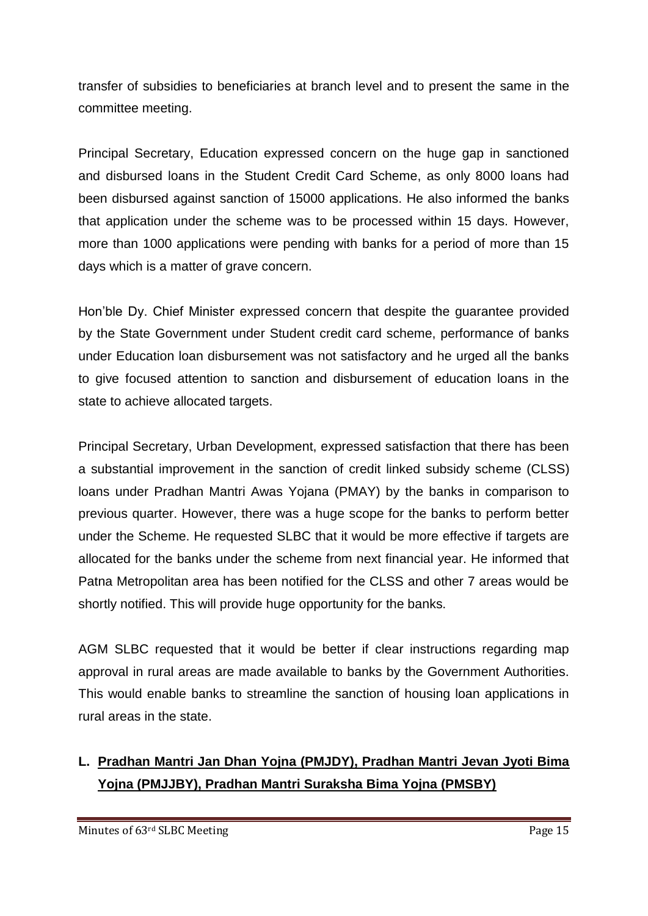transfer of subsidies to beneficiaries at branch level and to present the same in the committee meeting.

Principal Secretary, Education expressed concern on the huge gap in sanctioned and disbursed loans in the Student Credit Card Scheme, as only 8000 loans had been disbursed against sanction of 15000 applications. He also informed the banks that application under the scheme was to be processed within 15 days. However, more than 1000 applications were pending with banks for a period of more than 15 days which is a matter of grave concern.

Hon'ble Dy. Chief Minister expressed concern that despite the guarantee provided by the State Government under Student credit card scheme, performance of banks under Education loan disbursement was not satisfactory and he urged all the banks to give focused attention to sanction and disbursement of education loans in the state to achieve allocated targets.

Principal Secretary, Urban Development, expressed satisfaction that there has been a substantial improvement in the sanction of credit linked subsidy scheme (CLSS) loans under Pradhan Mantri Awas Yojana (PMAY) by the banks in comparison to previous quarter. However, there was a huge scope for the banks to perform better under the Scheme. He requested SLBC that it would be more effective if targets are allocated for the banks under the scheme from next financial year. He informed that Patna Metropolitan area has been notified for the CLSS and other 7 areas would be shortly notified. This will provide huge opportunity for the banks.

AGM SLBC requested that it would be better if clear instructions regarding map approval in rural areas are made available to banks by the Government Authorities. This would enable banks to streamline the sanction of housing loan applications in rural areas in the state.

## L. Pradhan Mantri Jan Dhan Yojna (PMJDY), Pradhan Mantri Jevan Jyoti Bima Yojna (PMJJBY), Pradhan Mantri Suraksha Bima Yojna (PMSBY)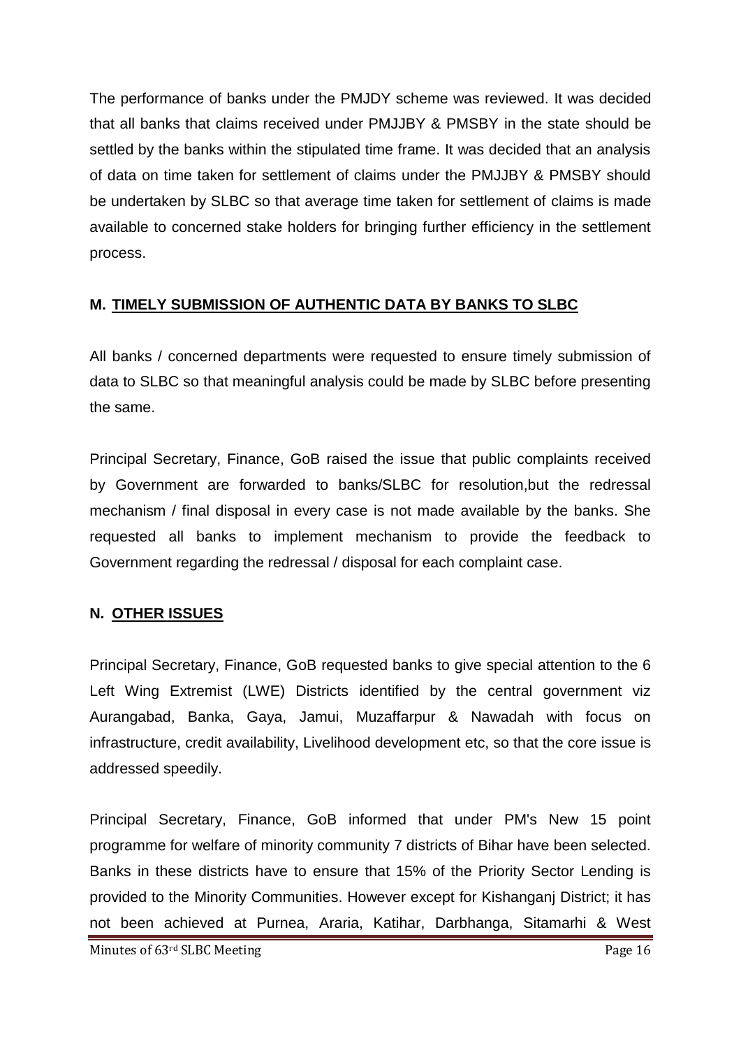The performance of banks under the PMJDY scheme was reviewed. It was decided that all banks that claims received under PMJJBY & PMSBY in the state should be settled by the banks within the stipulated time frame. It was decided that an analysis of data on time taken for settlement of claims under the PMJJBY & PMSBY should be undertaken by SLBC so that average time taken for settlement of claims is made available to concerned stake holders for bringing further efficiency in the settlement process.

## M. <u>TIMELY SUBMISSION OF AUTHENTIC DATA BY BANKS TO SLBC</u>

All banks / concerned departments were requested to ensure timely submission of data to SLBC so that meaningful analysis could be made by SLBC before presenting the same.

Principal Secretary, Finance, GoB raised the issue that public complaints received by Government are forwarded to banks/SLBC for resolution,but the redressal mechanism / final disposal in every case is not made available by the banks. She requested all banks to implement mechanism to provide the feedback to Government regarding the redressal / disposal for each complaint case.

## N. <u>OTHER ISSUES</u>

Principal Secretary, Finance, GoB requested banks to give special attention to the 6 Left Wing Extremist (LWE) Districts identified by the central government viz Aurangabad, Banka, Gaya, Jamui, Muzaffarpur & Nawadah with focus on infrastructure, credit availability, Livelihood development etc, so that the core issue is addressed speedily.

Principal Secretary, Finance, GoB informed that under PM's New 15 point programme for welfare of minority community 7 districts of Bihar have been selected. Banks in these districts have to ensure that 15% of the Priority Sector Lending is provided to the Minority Communities. However except for Kishanganj District; it has not been achieved at Purnea, Araria, Katihar, Darbhanga, Sitamarhi & West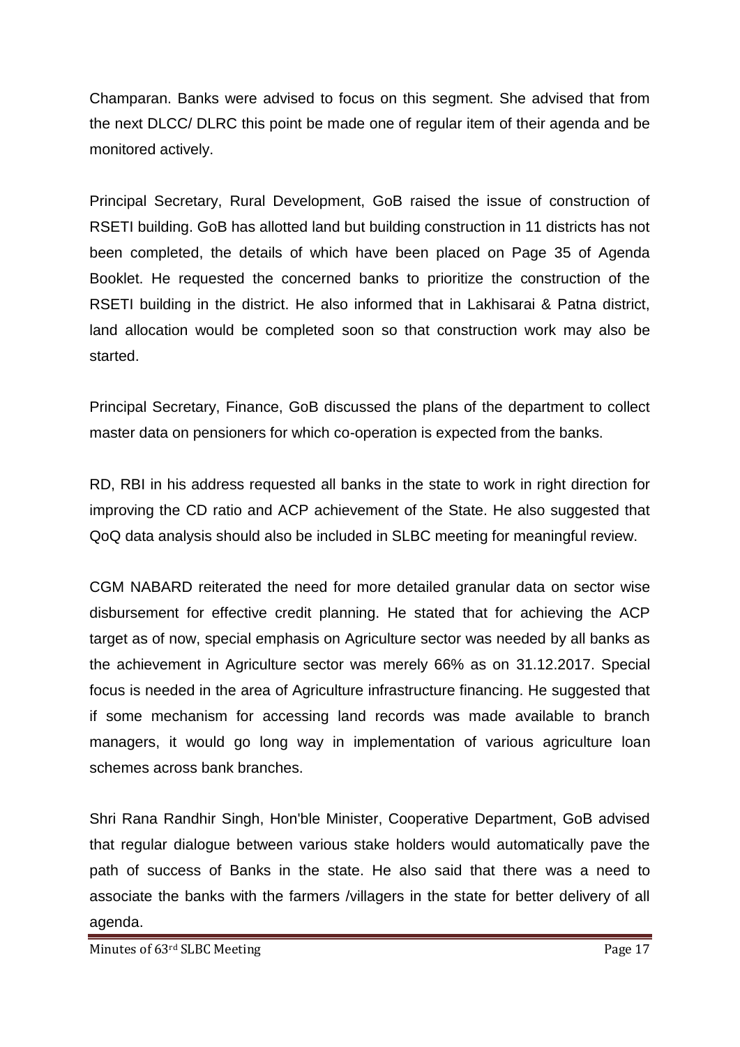Champaran. Banks were advised to focus on this segment. She advised that from the next DLCC/ DLRC this point be made one of regular item of their agenda and be monitored actively.

Principal Secretary, Rural Development, GoB raised the issue of construction of RSETI building. GoB has allotted land but building construction in 11 districts has not been completed, the details of which have been placed on Page 35 of Agenda Booklet. He requested the concerned banks to prioritize the construction of the RSETI building in the district. He also informed that in Lakhisarai & Patna district, land allocation would be completed soon so that construction work may also be started.

Principal Secretary, Finance, GoB discussed the plans of the department to collect master data on pensioners for which co-operation is expected from the banks.

RD, RBI in his address requested all banks in the state to work in right direction for improving the CD ratio and ACP achievement of the State. He also suggested that QoQ data analysis should also be included in SLBC meeting for meaningful review.

CGM NABARD reiterated the need for more detailed granular data on sector wise disbursement for effective credit planning. He stated that for achieving the ACP target as of now, special emphasis on Agriculture sector was needed by all banks as the achievement in Agriculture sector was merely 66% as on 31.12.2017. Special focus is needed in the area of Agriculture infrastructure financing. He suggested that if some mechanism for accessing land records was made available to branch managers, it would go long way in implementation of various agriculture loan schemes across bank branches.

Shri Rana Randhir Singh, Hon'ble Minister, Cooperative Department, GoB advised that regular dialogue between various stake holders would automatically pave the path of success of Banks in the state. He also said that there was a need to associate the banks with the farmers /villagers in the state for better delivery of all agenda.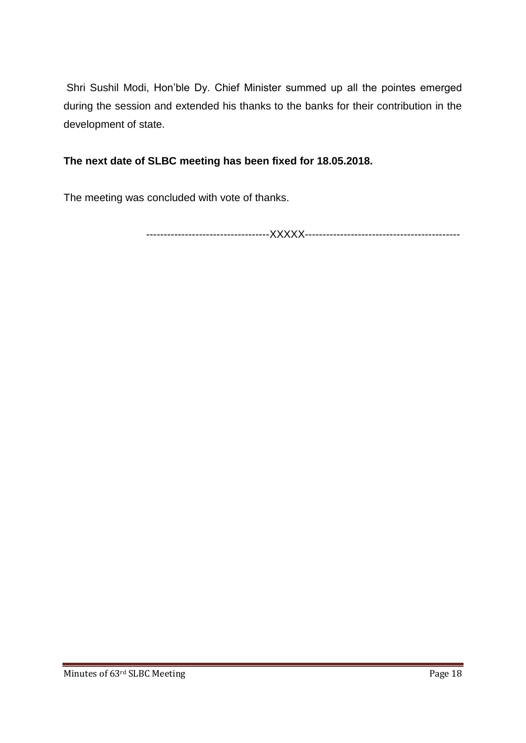Shri Sushil Modi, Hon'ble Dy. Chief Minister summed up all the pointes emerged during the session and extended his thanks to the banks for their contribution in the development of state.

**The next date of SLBC meeting has been fixed for 18.05.2018.**

The meeting was concluded with vote of thanks.

----------------------------------XXXXX--------------------------------------------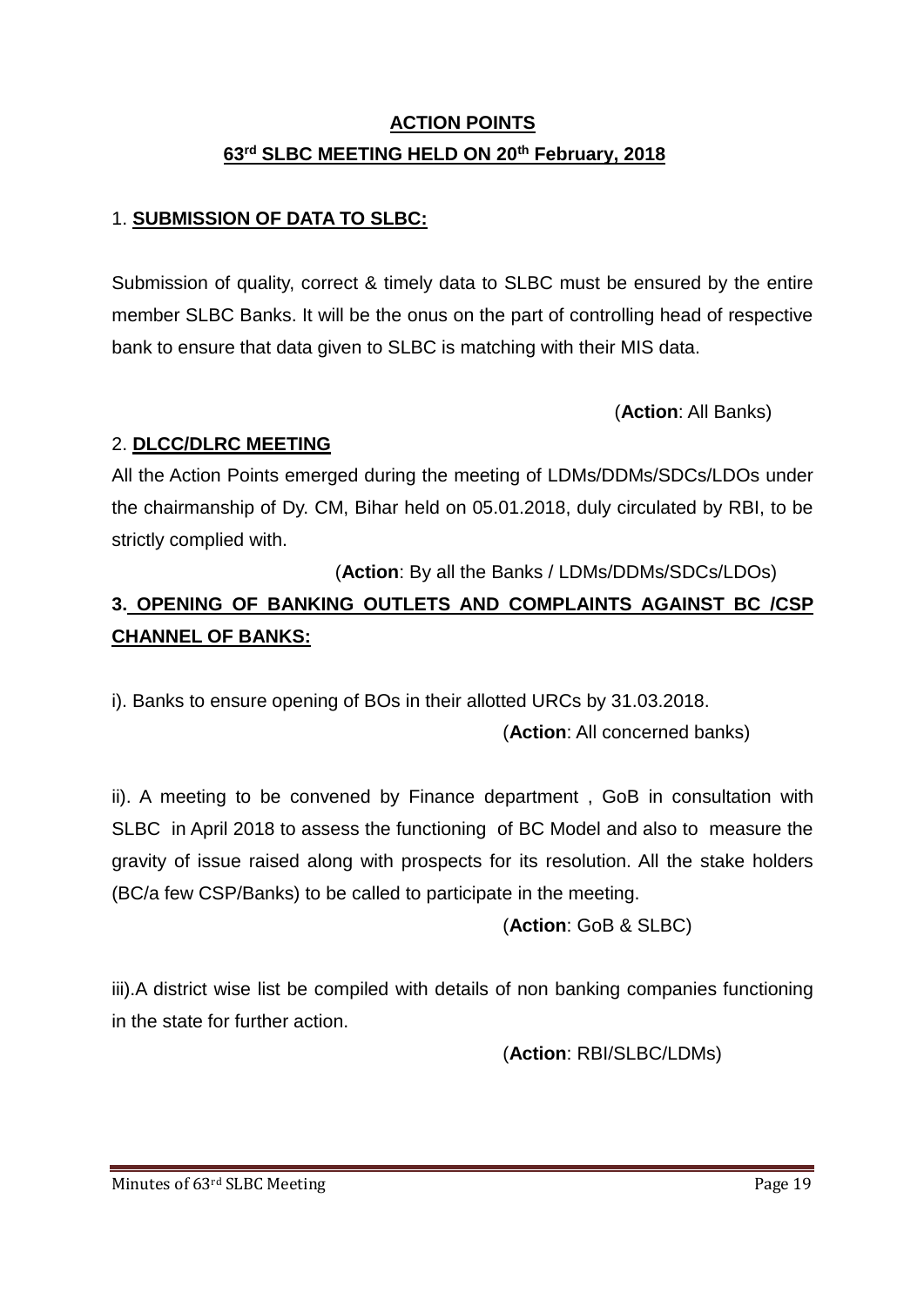**ACTION POINTS**

**63rd SLBC MEETING HELD ON 20th February, 2018**

1. **SUBMISSION OF DATA TO SLBC:**

Submission of quality, correct & timely data to SLBC must be ensured by the entire member SLBC Banks. It will be the onus on the part of controlling head of respective bank to ensure that data given to SLBC is matching with their MIS data.

(**Action**: All Banks)

2. **DLCC/DLRC MEETING**

All the Action Points emerged during the meeting of LDMs/DDMs/SDCs/LDOs under the chairmanship of Dy. CM, Bihar held on 05.01.2018, duly circulated by RBI, to be strictly complied with.

(**Action**: By all the Banks / LDMs/DDMs/SDCs/LDOs)

**3. OPENING OF BANKING OUTLETS AND COMPLAINTS AGAINST BC /CSP CHANNEL OF BANKS:**

i). Banks to ensure opening of BOs in their allotted URCs by 31.03.2018.

(**Action**: All concerned banks)

ii). A meeting to be convened by Finance department , GoB in consultation with SLBC in April 2018 to assess the functioning of BC Model and also to measure the gravity of issue raised along with prospects for its resolution. All the stake holders (BC/a few CSP/Banks) to be called to participate in the meeting.

(**Action**: GoB & SLBC)

iii).A district wise list be compiled with details of non banking companies functioning in the state for further action.

(**Action**: RBI/SLBC/LDMs)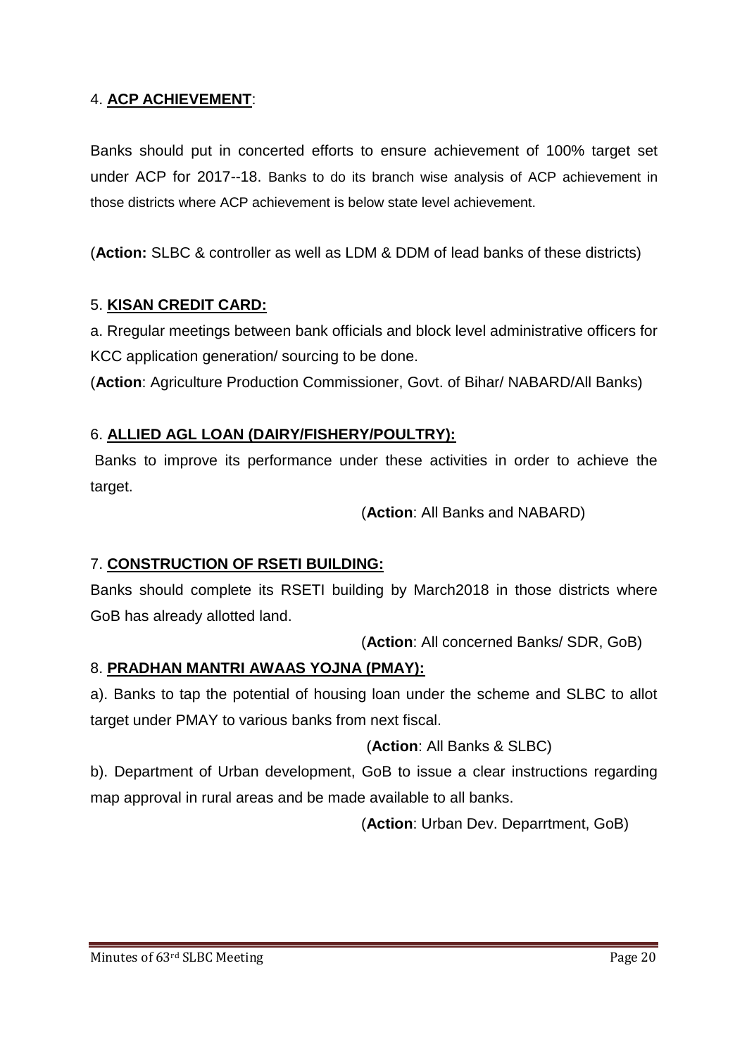4. **ACP ACHIEVEMENT**:

Banks should put in concerted efforts to ensure achievement of 100% target set under ACP for 2017--18. Banks to do its branch wise analysis of ACP achievement in those districts where ACP achievement is below state level achievement.

(**Action:** SLBC & controller as well as LDM & DDM of lead banks of these districts)

5. **KISAN CREDIT CARD:**

a. Rregular meetings between bank officials and block level administrative officers for KCC application generation/ sourcing to be done.

(**Action**: Agriculture Production Commissioner, Govt. of Bihar/ NABARD/All Banks)

6. **ALLIED AGL LOAN (DAIRY/FISHERY/POULTRY):**

Banks to improve its performance under these activities in order to achieve the target.

(**Action**: All Banks and NABARD)

7. **CONSTRUCTION OF RSETI BUILDING:**

Banks should complete its RSETI building by March2018 in those districts where GoB has already allotted land.

(**Action**: All concerned Banks/ SDR, GoB)

8. **PRADHAN MANTRI AWAAS YOJNA (PMAY):**

a). Banks to tap the potential of housing loan under the scheme and SLBC to allot target under PMAY to various banks from next fiscal.

(**Action**: All Banks & SLBC)

b). Department of Urban development, GoB to issue a clear instructions regarding map approval in rural areas and be made available to all banks.

(**Action**: Urban Dev. Deparrtment, GoB)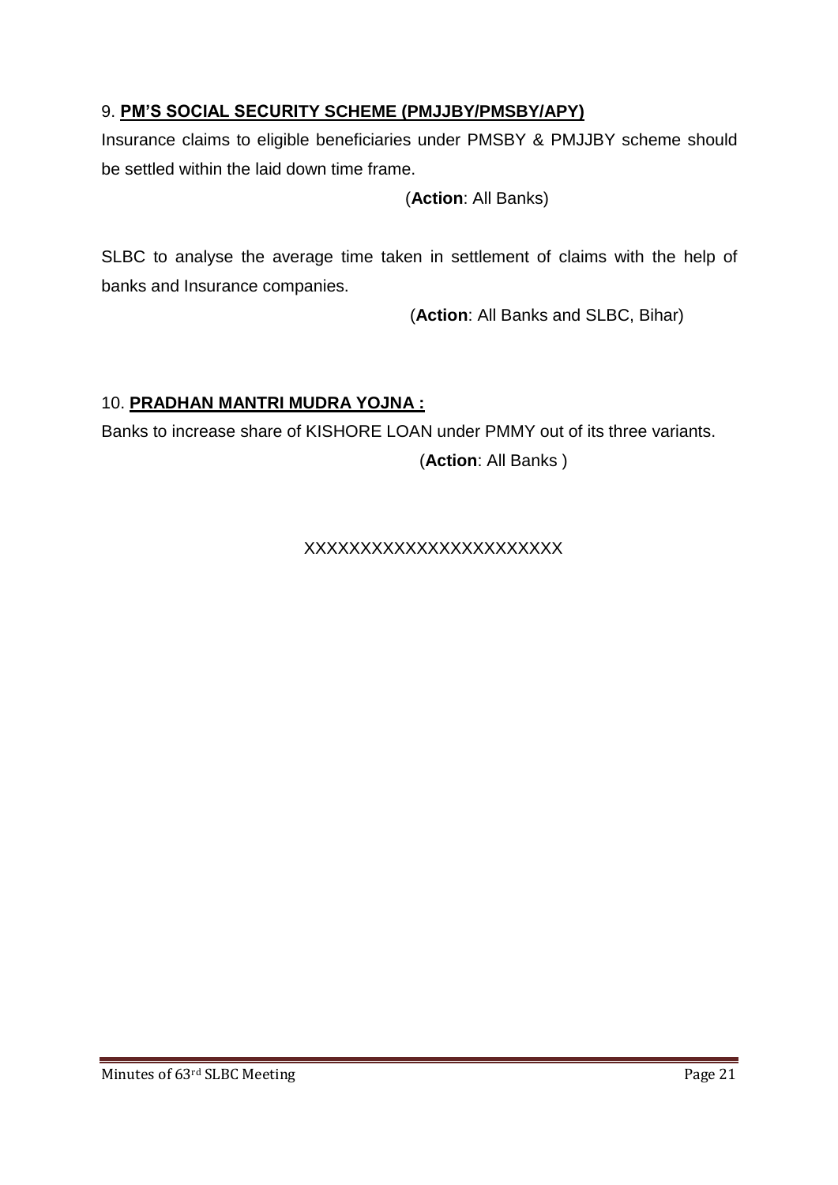9. **PM'S SOCIAL SECURITY SCHEME (PMJJBY/PMSBY/APY)**

Insurance claims to eligible beneficiaries under PMSBY & PMJJBY scheme should be settled within the laid down time frame.

(**Action**: All Banks)

SLBC to analyse the average time taken in settlement of claims with the help of banks and Insurance companies.

(**Action**: All Banks and SLBC, Bihar)

10. **PRADHAN MANTRI MUDRA YOJNA :**

Banks to increase share of KISHORE LOAN under PMMY out of its three variants.

(**Action**: All Banks )

XXXXXXXXXXXXXXXXXXXXXXX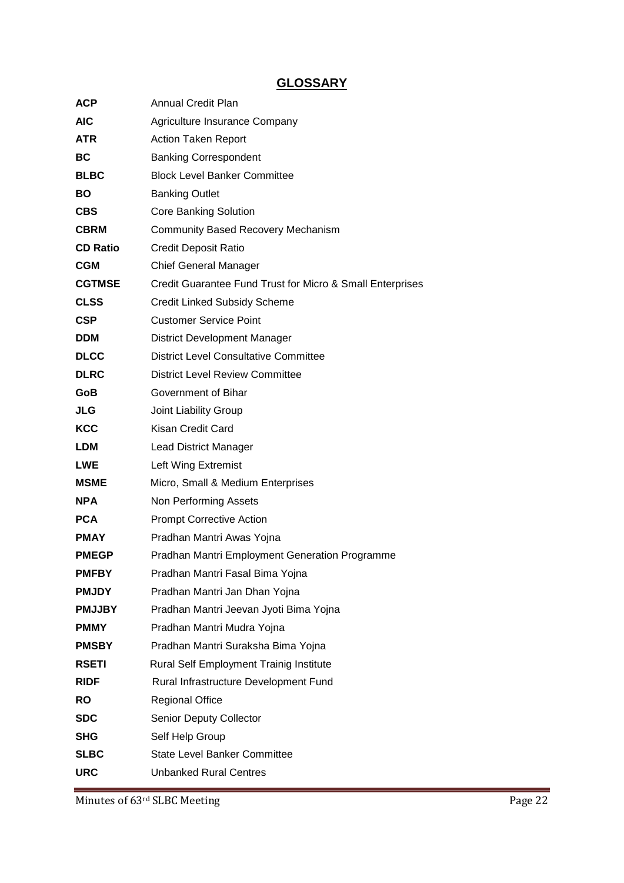## GLOSSARY

| | |
|---|---|
| **ACP** | Annual Credit Plan |
| **AIC** | Agriculture Insurance Company |
| **ATR** | Action Taken Report |
| **BC** | Banking Correspondent |
| **BLBC** | Block Level Banker Committee |
| **BO** | Banking Outlet |
| **CBS** | Core Banking Solution |
| **CBRM** | Community Based Recovery Mechanism |
| **CD Ratio** | Credit Deposit Ratio |
| **CGM** | Chief General Manager |
| **CGTMSE** | Credit Guarantee Fund Trust for Micro & Small Enterprises |
| **CLSS** | Credit Linked Subsidy Scheme |
| **CSP** | Customer Service Point |
| **DDM** | District Development Manager |
| **DLCC** | District Level Consultative Committee |
| **DLRC** | District Level Review Committee |
| **GoB** | Government of Bihar |
| **JLG** | Joint Liability Group |
| **KCC** | Kisan Credit Card |
| **LDM** | Lead District Manager |
| **LWE** | Left Wing Extremist |
| **MSME** | Micro, Small & Medium Enterprises |
| **NPA** | Non Performing Assets |
| **PCA** | Prompt Corrective Action |
| **PMAY** | Pradhan Mantri Awas Yojna |
| **PMEGP** | Pradhan Mantri Employment Generation Programme |
| **PMFBY** | Pradhan Mantri Fasal Bima Yojna |
| **PMJDY** | Pradhan Mantri Jan Dhan Yojna |
| **PMJJBY** | Pradhan Mantri Jeevan Jyoti Bima Yojna |
| **PMMY** | Pradhan Mantri Mudra Yojna |
| **PMSBY** | Pradhan Mantri Suraksha Bima Yojna |
| **RSETI** | Rural Self Employment Trainig Institute |
| **RIDF** | Rural Infrastructure Development Fund |
| **RO** | Regional Office |
| **SDC** | Senior Deputy Collector |
| **SHG** | Self Help Group |
| **SLBC** | State Level Banker Committee |
| **URC** | Unbanked Rural Centres |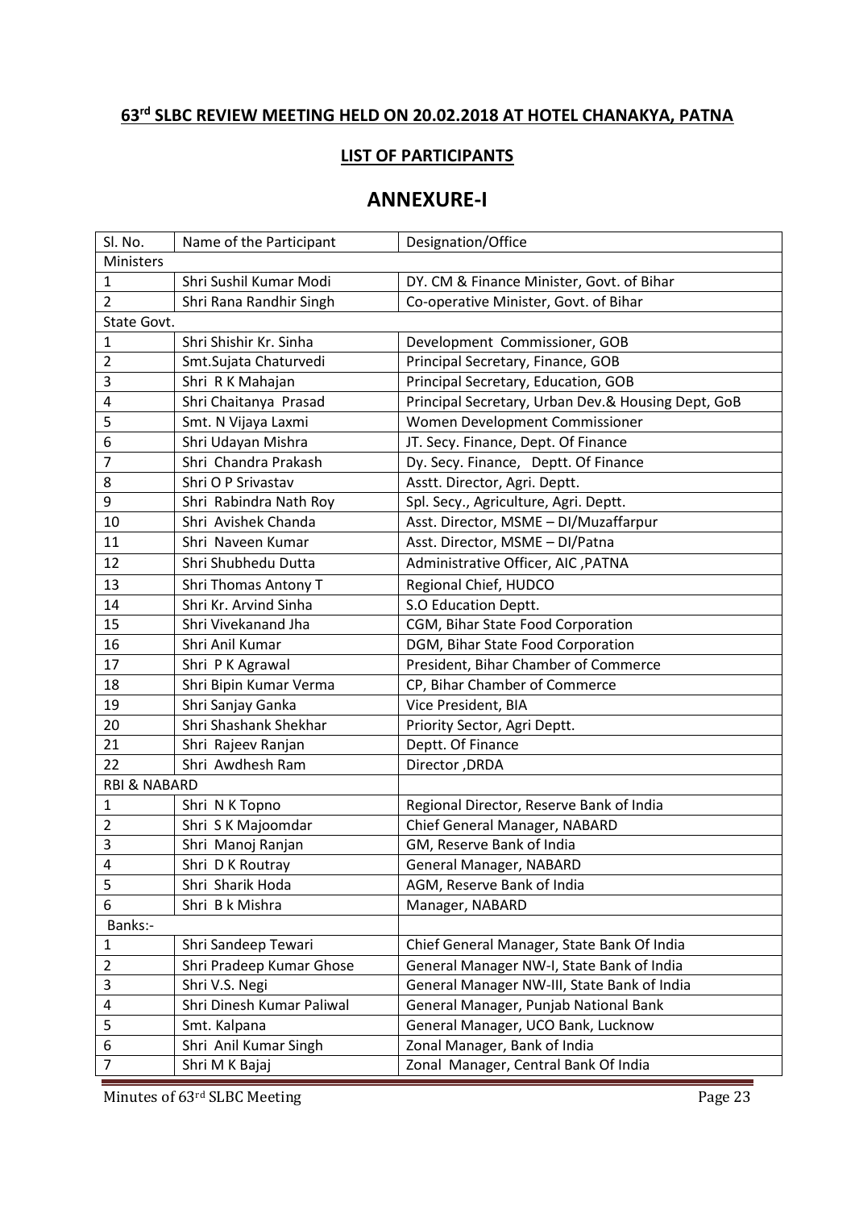## 63rd SLBC REVIEW MEETING HELD ON 20.02.2018 AT HOTEL CHANAKYA, PATNA

### LIST OF PARTICIPANTS

# ANNEXURE-I

| Sl. No. | Name of the Participant | Designation/Office |
|---|---|---|
| Ministers | | |
| 1 | Shri Sushil Kumar Modi | DY. CM & Finance Minister, Govt. of Bihar |
| 2 | Shri Rana Randhir Singh | Co-operative Minister, Govt. of Bihar |
| State Govt. | | |
| 1 | Shri Shishir Kr. Sinha | Development Commissioner, GOB |
| 2 | Smt.Sujata Chaturvedi | Principal Secretary, Finance, GOB |
| 3 | Shri R K Mahajan | Principal Secretary, Education, GOB |
| 4 | Shri Chaitanya Prasad | Principal Secretary, Urban Dev.& Housing Dept, GoB |
| 5 | Smt. N Vijaya Laxmi | Women Development Commissioner |
| 6 | Shri Udayan Mishra | JT. Secy. Finance, Dept. Of Finance |
| 7 | Shri Chandra Prakash | Dy. Secy. Finance, Deptt. Of Finance |
| 8 | Shri O P Srivastav | Asstt. Director, Agri. Deptt. |
| 9 | Shri Rabindra Nath Roy | Spl. Secy., Agriculture, Agri. Deptt. |
| 10 | Shri Avishek Chanda | Asst. Director, MSME – DI/Muzaffarpur |
| 11 | Shri Naveen Kumar | Asst. Director, MSME – DI/Patna |
| 12 | Shri Shubhedu Dutta | Administrative Officer, AIC ,PATNA |
| 13 | Shri Thomas Antony T | Regional Chief, HUDCO |
| 14 | Shri Kr. Arvind Sinha | S.O Education Deptt. |
| 15 | Shri Vivekanand Jha | CGM, Bihar State Food Corporation |
| 16 | Shri Anil Kumar | DGM, Bihar State Food Corporation |
| 17 | Shri P K Agrawal | President, Bihar Chamber of Commerce |
| 18 | Shri Bipin Kumar Verma | CP, Bihar Chamber of Commerce |
| 19 | Shri Sanjay Ganka | Vice President, BIA |
| 20 | Shri Shashank Shekhar | Priority Sector, Agri Deptt. |
| 21 | Shri Rajeev Ranjan | Deptt. Of Finance |
| 22 | Shri Awdhesh Ram | Director ,DRDA |
| RBI & NABARD | | |
| 1 | Shri N K Topno | Regional Director, Reserve Bank of India |
| 2 | Shri S K Majoomdar | Chief General Manager, NABARD |
| 3 | Shri Manoj Ranjan | GM, Reserve Bank of India |
| 4 | Shri D K Routray | General Manager, NABARD |
| 5 | Shri Sharik Hoda | AGM, Reserve Bank of India |
| 6 | Shri B k Mishra | Manager, NABARD |
| Banks:- | | |
| 1 | Shri Sandeep Tewari | Chief General Manager, State Bank Of India |
| 2 | Shri Pradeep Kumar Ghose | General Manager NW-I, State Bank of India |
| 3 | Shri V.S. Negi | General Manager NW-III, State Bank of India |
| 4 | Shri Dinesh Kumar Paliwal | General Manager, Punjab National Bank |
| 5 | Smt. Kalpana | General Manager, UCO Bank, Lucknow |
| 6 | Shri Anil Kumar Singh | Zonal Manager, Bank of India |
| 7 | Shri M K Bajaj | Zonal Manager, Central Bank Of India |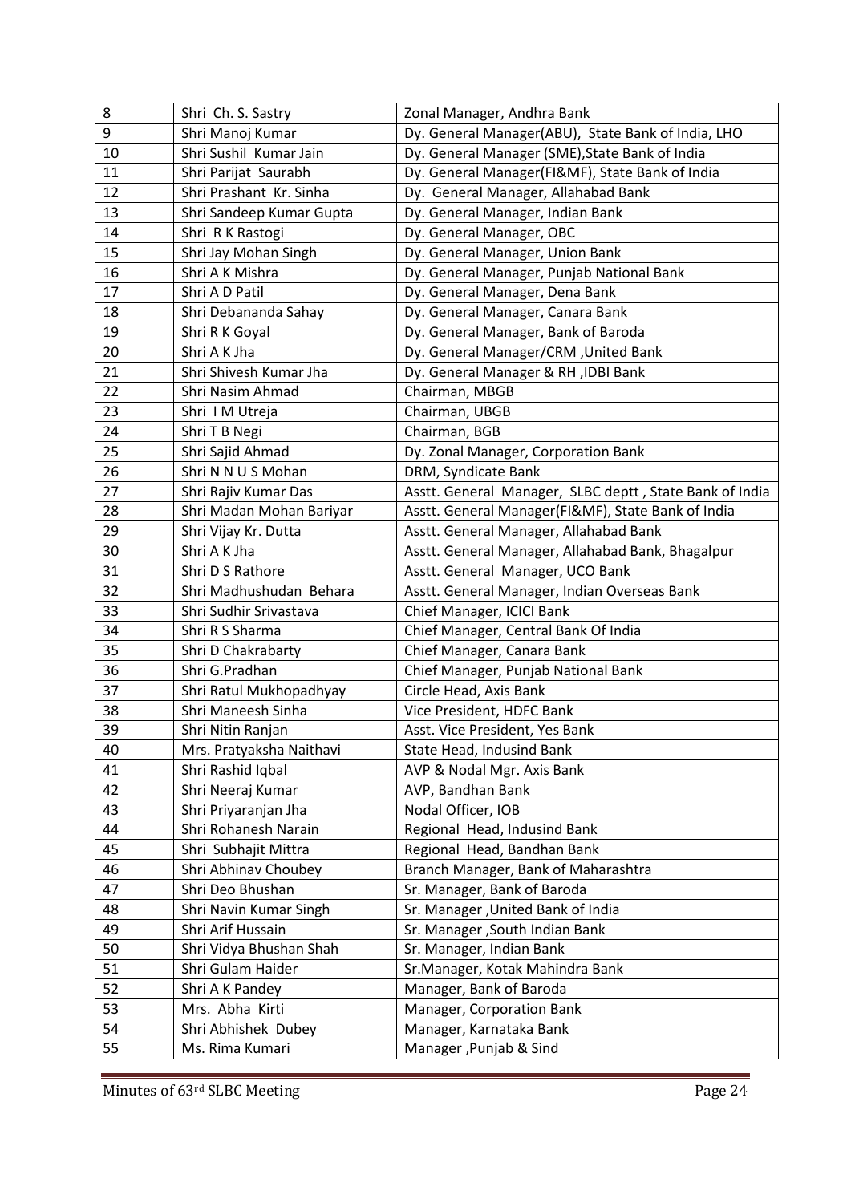| | | |
|---|---|---|
| 8 | Shri Ch. S. Sastry | Zonal Manager, Andhra Bank |
| 9 | Shri Manoj Kumar | Dy. General Manager(ABU), State Bank of India, LHO |
| 10 | Shri Sushil Kumar Jain | Dy. General Manager (SME),State Bank of India |
| 11 | Shri Parijat Saurabh | Dy. General Manager(FI&MF), State Bank of India |
| 12 | Shri Prashant Kr. Sinha | Dy. General Manager, Allahabad Bank |
| 13 | Shri Sandeep Kumar Gupta | Dy. General Manager, Indian Bank |
| 14 | Shri R K Rastogi | Dy. General Manager, OBC |
| 15 | Shri Jay Mohan Singh | Dy. General Manager, Union Bank |
| 16 | Shri A K Mishra | Dy. General Manager, Punjab National Bank |
| 17 | Shri A D Patil | Dy. General Manager, Dena Bank |
| 18 | Shri Debananda Sahay | Dy. General Manager, Canara Bank |
| 19 | Shri R K Goyal | Dy. General Manager, Bank of Baroda |
| 20 | Shri A K Jha | Dy. General Manager/CRM ,United Bank |
| 21 | Shri Shivesh Kumar Jha | Dy. General Manager & RH ,IDBI Bank |
| 22 | Shri Nasim Ahmad | Chairman, MBGB |
| 23 | Shri I M Utreja | Chairman, UBGB |
| 24 | Shri T B Negi | Chairman, BGB |
| 25 | Shri Sajid Ahmad | Dy. Zonal Manager, Corporation Bank |
| 26 | Shri N N U S Mohan | DRM, Syndicate Bank |
| 27 | Shri Rajiv Kumar Das | Asstt. General Manager, SLBC deptt , State Bank of India |
| 28 | Shri Madan Mohan Bariyar | Asstt. General Manager(FI&MF), State Bank of India |
| 29 | Shri Vijay Kr. Dutta | Asstt. General Manager, Allahabad Bank |
| 30 | Shri A K Jha | Asstt. General Manager, Allahabad Bank, Bhagalpur |
| 31 | Shri D S Rathore | Asstt. General Manager, UCO Bank |
| 32 | Shri Madhushudan Behara | Asstt. General Manager, Indian Overseas Bank |
| 33 | Shri Sudhir Srivastava | Chief Manager, ICICI Bank |
| 34 | Shri R S Sharma | Chief Manager, Central Bank Of India |
| 35 | Shri D Chakrabarty | Chief Manager, Canara Bank |
| 36 | Shri G.Pradhan | Chief Manager, Punjab National Bank |
| 37 | Shri Ratul Mukhopadhyay | Circle Head, Axis Bank |
| 38 | Shri Maneesh Sinha | Vice President, HDFC Bank |
| 39 | Shri Nitin Ranjan | Asst. Vice President, Yes Bank |
| 40 | Mrs. Pratyaksha Naithavi | State Head, Indusind Bank |
| 41 | Shri Rashid Iqbal | AVP & Nodal Mgr. Axis Bank |
| 42 | Shri Neeraj Kumar | AVP, Bandhan Bank |
| 43 | Shri Priyaranjan Jha | Nodal Officer, IOB |
| 44 | Shri Rohanesh Narain | Regional Head, Indusind Bank |
| 45 | Shri Subhajit Mittra | Regional Head, Bandhan Bank |
| 46 | Shri Abhinav Choubey | Branch Manager, Bank of Maharashtra |
| 47 | Shri Deo Bhushan | Sr. Manager, Bank of Baroda |
| 48 | Shri Navin Kumar Singh | Sr. Manager ,United Bank of India |
| 49 | Shri Arif Hussain | Sr. Manager ,South Indian Bank |
| 50 | Shri Vidya Bhushan Shah | Sr. Manager, Indian Bank |
| 51 | Shri Gulam Haider | Sr.Manager, Kotak Mahindra Bank |
| 52 | Shri A K Pandey | Manager, Bank of Baroda |
| 53 | Mrs. Abha Kirti | Manager, Corporation Bank |
| 54 | Shri Abhishek Dubey | Manager, Karnataka Bank |
| 55 | Ms. Rima Kumari | Manager ,Punjab & Sind |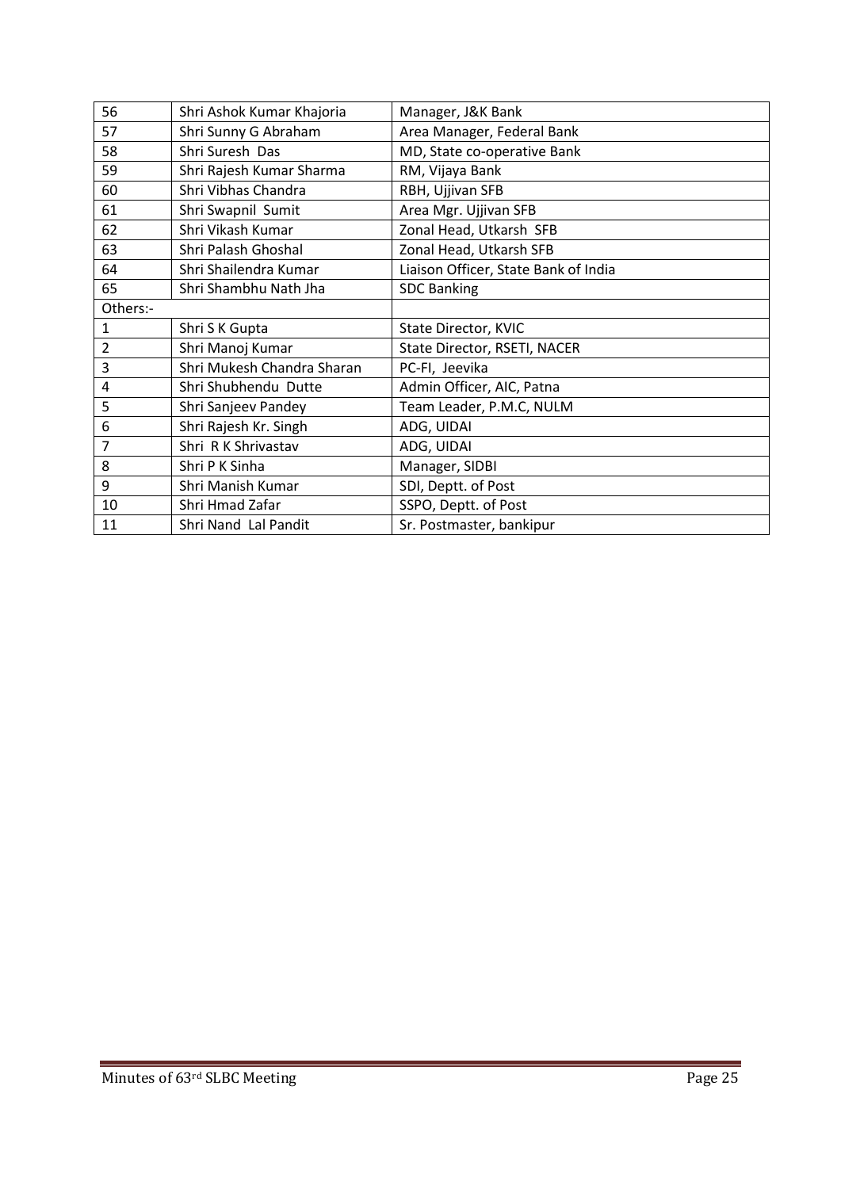| | | |
|---|---|---|
| 56 | Shri Ashok Kumar Khajoria | Manager, J&K Bank |
| 57 | Shri Sunny G Abraham | Area Manager, Federal Bank |
| 58 | Shri Suresh Das | MD, State co-operative Bank |
| 59 | Shri Rajesh Kumar Sharma | RM, Vijaya Bank |
| 60 | Shri Vibhas Chandra | RBH, Ujjivan SFB |
| 61 | Shri Swapnil Sumit | Area Mgr. Ujjivan SFB |
| 62 | Shri Vikash Kumar | Zonal Head, Utkarsh SFB |
| 63 | Shri Palash Ghoshal | Zonal Head, Utkarsh SFB |
| 64 | Shri Shailendra Kumar | Liaison Officer, State Bank of India |
| 65 | Shri Shambhu Nath Jha | SDC Banking |
| Others:- | | |
| 1 | Shri S K Gupta | State Director, KVIC |
| 2 | Shri Manoj Kumar | State Director, RSETI, NACER |
| 3 | Shri Mukesh Chandra Sharan | PC-FI, Jeevika |
| 4 | Shri Shubhendu Dutte | Admin Officer, AIC, Patna |
| 5 | Shri Sanjeev Pandey | Team Leader, P.M.C, NULM |
| 6 | Shri Rajesh Kr. Singh | ADG, UIDAI |
| 7 | Shri R K Shrivastav | ADG, UIDAI |
| 8 | Shri P K Sinha | Manager, SIDBI |
| 9 | Shri Manish Kumar | SDI, Deptt. of Post |
| 10 | Shri Hmad Zafar | SSPO, Deptt. of Post |
| 11 | Shri Nand Lal Pandit | Sr. Postmaster, bankipur |